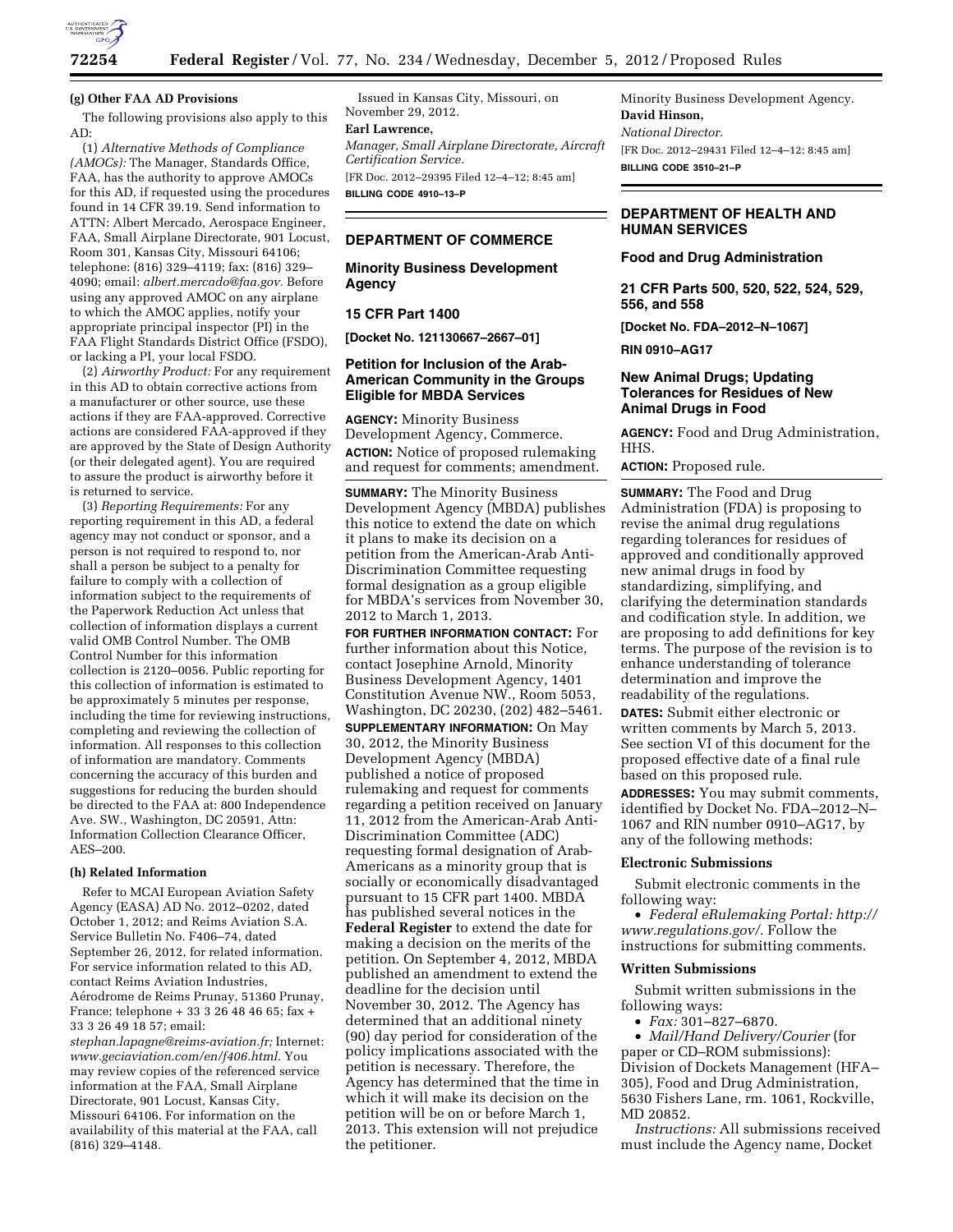**(g) Other FAA AD Provisions**

The following provisions also apply to this AD:

(1) *Alternative Methods of Compliance (AMOCs):* The Manager, Standards Office, FAA, has the authority to approve AMOCs for this AD, if requested using the procedures found in 14 CFR 39.19. Send information to ATTN: Albert Mercado, Aerospace Engineer, FAA, Small Airplane Directorate, 901 Locust, Room 301, Kansas City, Missouri 64106; telephone: (816) 329–4119; fax: (816) 329–4090; email: *albert.mercado@faa.gov.* Before using any approved AMOC on any airplane to which the AMOC applies, notify your appropriate principal inspector (PI) in the FAA Flight Standards District Office (FSDO), or lacking a PI, your local FSDO.

(2) *Airworthy Product:* For any requirement in this AD to obtain corrective actions from a manufacturer or other source, use these actions if they are FAA-approved. Corrective actions are considered FAA-approved if they are approved by the State of Design Authority (or their delegated agent). You are required to assure the product is airworthy before it is returned to service.

(3) *Reporting Requirements:* For any reporting requirement in this AD, a federal agency may not conduct or sponsor, and a person is not required to respond to, nor shall a person be subject to a penalty for failure to comply with a collection of information subject to the requirements of the Paperwork Reduction Act unless that collection of information displays a current valid OMB Control Number. The OMB Control Number for this information collection is 2120–0056. Public reporting for this collection of information is estimated to be approximately 5 minutes per response, including the time for reviewing instructions, completing and reviewing the collection of information. All responses to this collection of information are mandatory. Comments concerning the accuracy of this burden and suggestions for reducing the burden should be directed to the FAA at: 800 Independence Ave. SW., Washington, DC 20591, Attn: Information Collection Clearance Officer, AES–200.

**(h) Related Information**

Refer to MCAI European Aviation Safety Agency (EASA) AD No. 2012–0202, dated October 1, 2012; and Reims Aviation S.A. Service Bulletin No. F406–74, dated September 26, 2012, for related information. For service information related to this AD, contact Reims Aviation Industries, Aérodrome de Reims Prunay, 51360 Prunay, France; telephone + 33 3 26 48 46 65; fax + 33 3 26 49 18 57; email: *stephan.lapagne@reims-aviation.fr;* Internet: *www.geciaviation.com/en/f406.html.* You may review copies of the referenced service information at the FAA, Small Airplane Directorate, 901 Locust, Kansas City, Missouri 64106. For information on the availability of this material at the FAA, call (816) 329–4148.

Issued in Kansas City, Missouri, on November 29, 2012.

**Earl Lawrence,**

*Manager, Small Airplane Directorate, Aircraft Certification Service.*

[FR Doc. 2012–29395 Filed 12–4–12; 8:45 am]

**BILLING CODE 4910–13–P**

---

## DEPARTMENT OF COMMERCE

### Minority Business Development Agency

### 15 CFR Part 1400

**[Docket No. 121130667–2667–01]**

### Petition for Inclusion of the Arab-American Community in the Groups Eligible for MBDA Services

**AGENCY:** Minority Business Development Agency, Commerce.

**ACTION:** Notice of proposed rulemaking and request for comments; amendment.

**SUMMARY:** The Minority Business Development Agency (MBDA) publishes this notice to extend the date on which it plans to make its decision on a petition from the American-Arab Anti-Discrimination Committee requesting formal designation as a group eligible for MBDA's services from November 30, 2012 to March 1, 2013.

**FOR FURTHER INFORMATION CONTACT:** For further information about this Notice, contact Josephine Arnold, Minority Business Development Agency, 1401 Constitution Avenue NW., Room 5053, Washington, DC 20230, (202) 482–5461.

**SUPPLEMENTARY INFORMATION:** On May 30, 2012, the Minority Business Development Agency (MBDA) published a notice of proposed rulemaking and request for comments regarding a petition received on January 11, 2012 from the American-Arab Anti-Discrimination Committee (ADC) requesting formal designation of Arab-Americans as a minority group that is socially or economically disadvantaged pursuant to 15 CFR part 1400. MBDA has published several notices in the **Federal Register** to extend the date for making a decision on the merits of the petition. On September 4, 2012, MBDA published an amendment to extend the deadline for the decision until November 30, 2012. The Agency has determined that an additional ninety (90) day period for consideration of the policy implications associated with the petition is necessary. Therefore, the Agency has determined that the time in which it will make its decision on the petition will be on or before March 1, 2013. This extension will not prejudice the petitioner.

Minority Business Development Agency.

**David Hinson,**

*National Director.*

[FR Doc. 2012–29431 Filed 12–4–12; 8:45 am]

**BILLING CODE 3510–21–P**

---

## DEPARTMENT OF HEALTH AND HUMAN SERVICES

### Food and Drug Administration

### 21 CFR Parts 500, 520, 522, 524, 529, 556, and 558

**[Docket No. FDA–2012–N–1067]**

**RIN 0910–AG17**

### New Animal Drugs; Updating Tolerances for Residues of New Animal Drugs in Food

**AGENCY:** Food and Drug Administration, HHS.

**ACTION:** Proposed rule.

**SUMMARY:** The Food and Drug Administration (FDA) is proposing to revise the animal drug regulations regarding tolerances for residues of approved and conditionally approved new animal drugs in food by standardizing, simplifying, and clarifying the determination standards and codification style. In addition, we are proposing to add definitions for key terms. The purpose of the revision is to enhance understanding of tolerance determination and improve the readability of the regulations.

**DATES:** Submit either electronic or written comments by March 5, 2013. See section VI of this document for the proposed effective date of a final rule based on this proposed rule.

**ADDRESSES:** You may submit comments, identified by Docket No. FDA–2012–N–1067 and RIN number 0910–AG17, by any of the following methods:

**Electronic Submissions**

Submit electronic comments in the following way:

- *Federal eRulemaking Portal: http://www.regulations.gov/.* Follow the instructions for submitting comments.

**Written Submissions**

Submit written submissions in the following ways:

- *Fax:* 301–827–6870.
- *Mail/Hand Delivery/Courier* (for paper or CD–ROM submissions): Division of Dockets Management (HFA–305), Food and Drug Administration, 5630 Fishers Lane, rm. 1061, Rockville, MD 20852.

*Instructions:* All submissions received must include the Agency name, Docket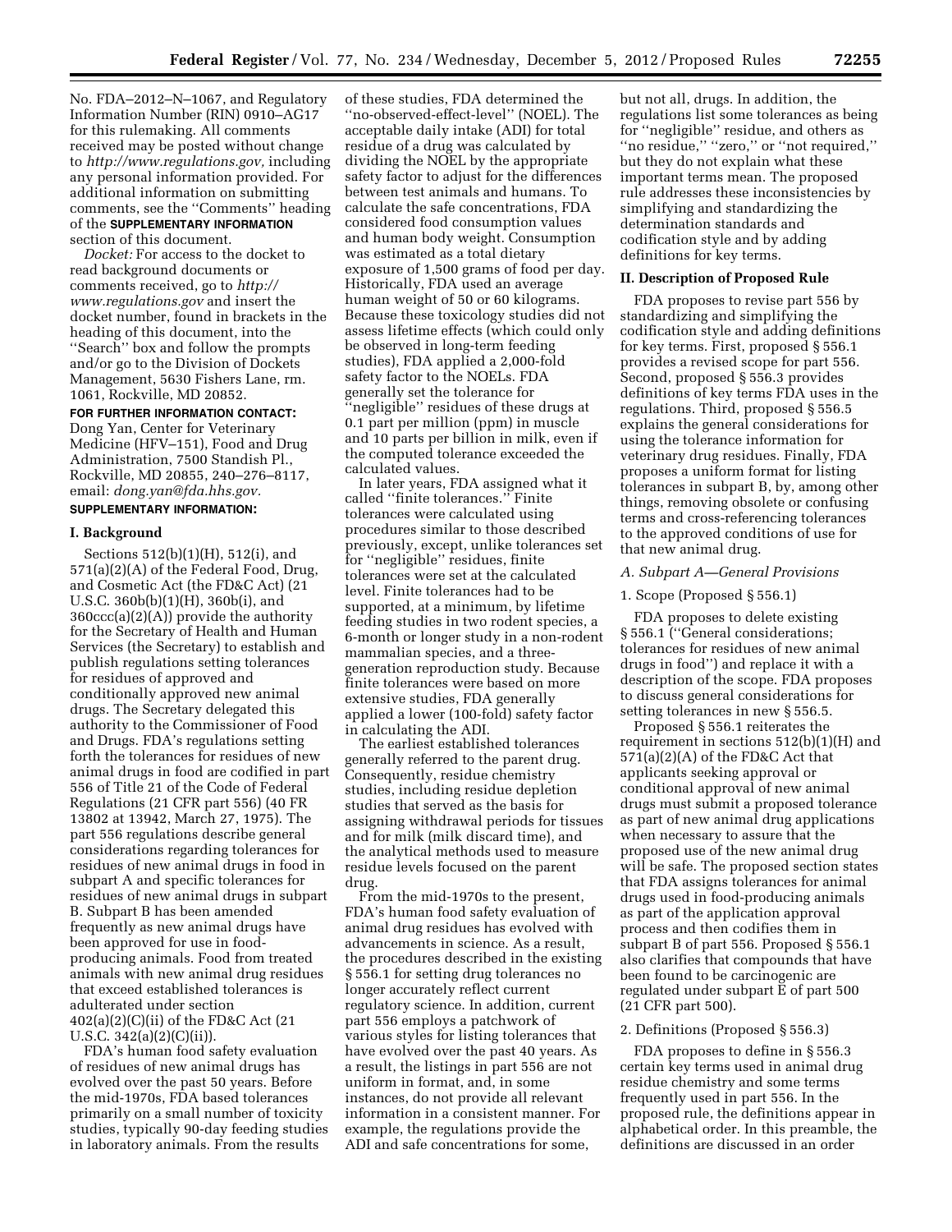No. FDA–2012–N–1067, and Regulatory Information Number (RIN) 0910–AG17 for this rulemaking. All comments received may be posted without change to *http://www.regulations.gov,* including any personal information provided. For additional information on submitting comments, see the ''Comments'' heading of the **SUPPLEMENTARY INFORMATION** section of this document.

*Docket:* For access to the docket to read background documents or comments received, go to *http://www.regulations.gov* and insert the docket number, found in brackets in the heading of this document, into the ''Search'' box and follow the prompts and/or go to the Division of Dockets Management, 5630 Fishers Lane, rm. 1061, Rockville, MD 20852.

**FOR FURTHER INFORMATION CONTACT:** Dong Yan, Center for Veterinary Medicine (HFV–151), Food and Drug Administration, 7500 Standish Pl., Rockville, MD 20855, 240–276–8117, email: *dong.yan@fda.hhs.gov.*

**SUPPLEMENTARY INFORMATION:**

**I. Background**

Sections 512(b)(1)(H), 512(i), and 571(a)(2)(A) of the Federal Food, Drug, and Cosmetic Act (the FD&C Act) (21 U.S.C. 360b(b)(1)(H), 360b(i), and 360ccc(a)(2)(A)) provide the authority for the Secretary of Health and Human Services (the Secretary) to establish and publish regulations setting tolerances for residues of approved and conditionally approved new animal drugs. The Secretary delegated this authority to the Commissioner of Food and Drugs. FDA's regulations setting forth the tolerances for residues of new animal drugs in food are codified in part 556 of Title 21 of the Code of Federal Regulations (21 CFR part 556) (40 FR 13802 at 13942, March 27, 1975). The part 556 regulations describe general considerations regarding tolerances for residues of new animal drugs in food in subpart A and specific tolerances for residues of new animal drugs in subpart B. Subpart B has been amended frequently as new animal drugs have been approved for use in food-producing animals. Food from treated animals with new animal drug residues that exceed established tolerances is adulterated under section 402(a)(2)(C)(ii) of the FD&C Act (21 U.S.C. 342(a)(2)(C)(ii)).

FDA's human food safety evaluation of residues of new animal drugs has evolved over the past 50 years. Before the mid-1970s, FDA based tolerances primarily on a small number of toxicity studies, typically 90-day feeding studies in laboratory animals. From the results of these studies, FDA determined the ''no-observed-effect-level'' (NOEL). The acceptable daily intake (ADI) for total residue of a drug was calculated by dividing the NOEL by the appropriate safety factor to adjust for the differences between test animals and humans. To calculate the safe concentrations, FDA considered food consumption values and human body weight. Consumption was estimated as a total dietary exposure of 1,500 grams of food per day. Historically, FDA used an average human weight of 50 or 60 kilograms. Because these toxicology studies did not assess lifetime effects (which could only be observed in long-term feeding studies), FDA applied a 2,000-fold safety factor to the NOELs. FDA generally set the tolerance for ''negligible'' residues of these drugs at 0.1 part per million (ppm) in muscle and 10 parts per billion in milk, even if the computed tolerance exceeded the calculated values.

In later years, FDA assigned what it called ''finite tolerances.'' Finite tolerances were calculated using procedures similar to those described previously, except, unlike tolerances set for ''negligible'' residues, finite tolerances were set at the calculated level. Finite tolerances had to be supported, at a minimum, by lifetime feeding studies in two rodent species, a 6-month or longer study in a non-rodent mammalian species, and a three-generation reproduction study. Because finite tolerances were based on more extensive studies, FDA generally applied a lower (100-fold) safety factor in calculating the ADI.

The earliest established tolerances generally referred to the parent drug. Consequently, residue chemistry studies, including residue depletion studies that served as the basis for assigning withdrawal periods for tissues and for milk (milk discard time), and the analytical methods used to measure residue levels focused on the parent drug.

From the mid-1970s to the present, FDA's human food safety evaluation of animal drug residues has evolved with advancements in science. As a result, the procedures described in the existing § 556.1 for setting drug tolerances no longer accurately reflect current regulatory science. In addition, current part 556 employs a patchwork of various styles for listing tolerances that have evolved over the past 40 years. As a result, the listings in part 556 are not uniform in format, and, in some instances, do not provide all relevant information in a consistent manner. For example, the regulations provide the ADI and safe concentrations for some, but not all, drugs. In addition, the regulations list some tolerances as being for ''negligible'' residue, and others as ''no residue,'' ''zero,'' or ''not required,'' but they do not explain what these important terms mean. The proposed rule addresses these inconsistencies by simplifying and standardizing the determination standards and codification style and by adding definitions for key terms.

**II. Description of Proposed Rule**

FDA proposes to revise part 556 by standardizing and simplifying the codification style and adding definitions for key terms. First, proposed § 556.1 provides a revised scope for part 556. Second, proposed § 556.3 provides definitions of key terms FDA uses in the regulations. Third, proposed § 556.5 explains the general considerations for using the tolerance information for veterinary drug residues. Finally, FDA proposes a uniform format for listing tolerances in subpart B, by, among other things, removing obsolete or confusing terms and cross-referencing tolerances to the approved conditions of use for that new animal drug.

*A. Subpart A—General Provisions*

1. Scope (Proposed § 556.1)

FDA proposes to delete existing § 556.1 (''General considerations; tolerances for residues of new animal drugs in food'') and replace it with a description of the scope. FDA proposes to discuss general considerations for setting tolerances in new § 556.5.

Proposed § 556.1 reiterates the requirement in sections 512(b)(1)(H) and 571(a)(2)(A) of the FD&C Act that applicants seeking approval or conditional approval of new animal drugs must submit a proposed tolerance as part of new animal drug applications when necessary to assure that the proposed use of the new animal drug will be safe. The proposed section states that FDA assigns tolerances for animal drugs used in food-producing animals as part of the application approval process and then codifies them in subpart B of part 556. Proposed § 556.1 also clarifies that compounds that have been found to be carcinogenic are regulated under subpart E of part 500 (21 CFR part 500).

2. Definitions (Proposed § 556.3)

FDA proposes to define in § 556.3 certain key terms used in animal drug residue chemistry and some terms frequently used in part 556. In the proposed rule, the definitions appear in alphabetical order. In this preamble, the definitions are discussed in an order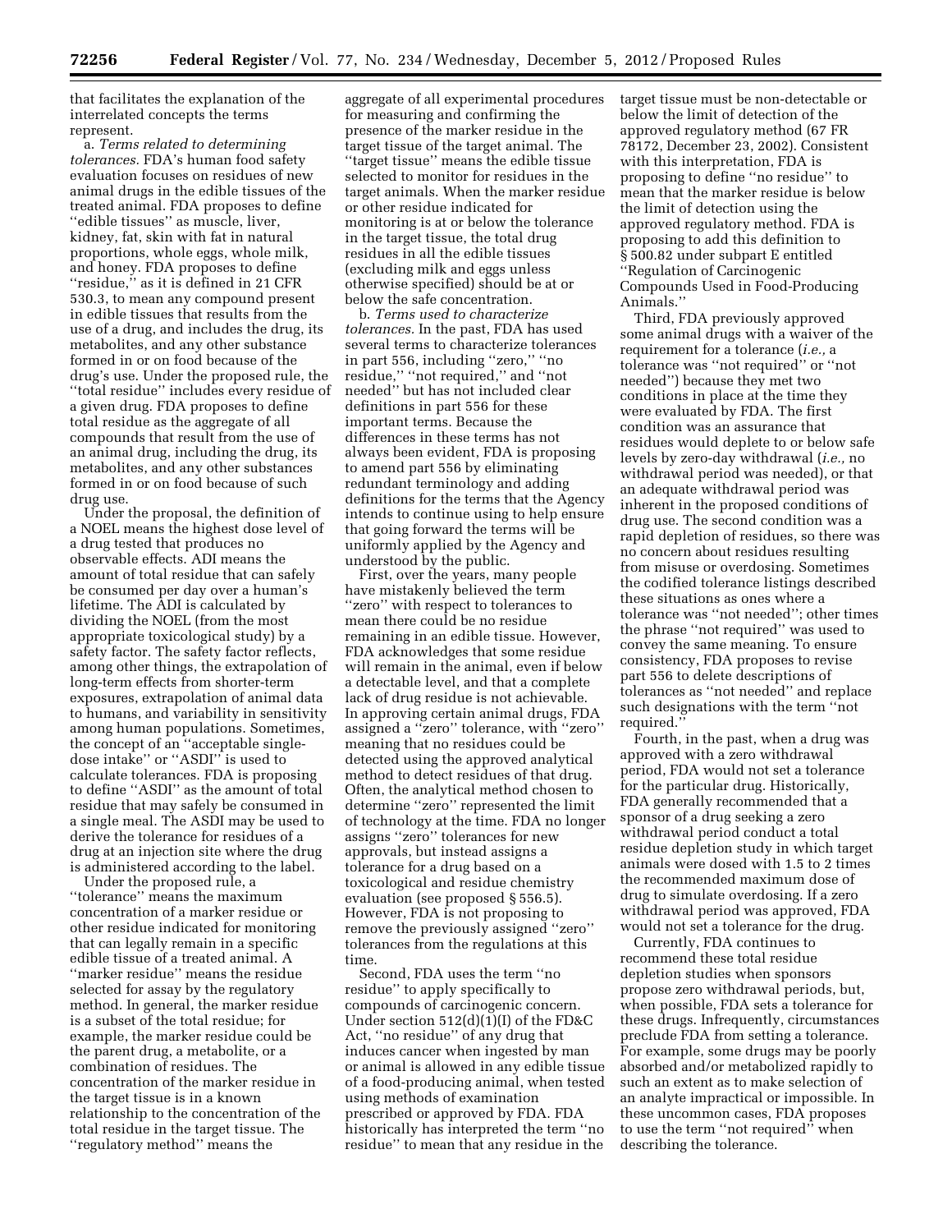that facilitates the explanation of the interrelated concepts the terms represent.

a. *Terms related to determining tolerances.* FDA's human food safety evaluation focuses on residues of new animal drugs in the edible tissues of the treated animal. FDA proposes to define "edible tissues" as muscle, liver, kidney, fat, skin with fat in natural proportions, whole eggs, whole milk, and honey. FDA proposes to define "residue," as it is defined in 21 CFR 530.3, to mean any compound present in edible tissues that results from the use of a drug, and includes the drug, its metabolites, and any other substance formed in or on food because of the drug's use. Under the proposed rule, the "total residue" includes every residue of a given drug. FDA proposes to define total residue as the aggregate of all compounds that result from the use of an animal drug, including the drug, its metabolites, and any other substances formed in or on food because of such drug use.

Under the proposal, the definition of a NOEL means the highest dose level of a drug tested that produces no observable effects. ADI means the amount of total residue that can safely be consumed per day over a human's lifetime. The ADI is calculated by dividing the NOEL (from the most appropriate toxicological study) by a safety factor. The safety factor reflects, among other things, the extrapolation of long-term effects from shorter-term exposures, extrapolation of animal data to humans, and variability in sensitivity among human populations. Sometimes, the concept of an "acceptable single-dose intake" or "ASDI" is used to calculate tolerances. FDA is proposing to define "ASDI" as the amount of total residue that may safely be consumed in a single meal. The ASDI may be used to derive the tolerance for residues of a drug at an injection site where the drug is administered according to the label.

Under the proposed rule, a "tolerance" means the maximum concentration of a marker residue or other residue indicated for monitoring that can legally remain in a specific edible tissue of a treated animal. A "marker residue" means the residue selected for assay by the regulatory method. In general, the marker residue is a subset of the total residue; for example, the marker residue could be the parent drug, a metabolite, or a combination of residues. The concentration of the marker residue in the target tissue is in a known relationship to the concentration of the total residue in the target tissue. The "regulatory method" means the aggregate of all experimental procedures for measuring and confirming the presence of the marker residue in the target tissue of the target animal. The "target tissue" means the edible tissue selected to monitor for residues in the target animals. When the marker residue or other residue indicated for monitoring is at or below the tolerance in the target tissue, the total drug residues in all the edible tissues (excluding milk and eggs unless otherwise specified) should be at or below the safe concentration.

b. *Terms used to characterize tolerances.* In the past, FDA has used several terms to characterize tolerances in part 556, including "zero," "no residue," "not required," and "not needed" but has not included clear definitions in part 556 for these important terms. Because the differences in these terms has not always been evident, FDA is proposing to amend part 556 by eliminating redundant terminology and adding definitions for the terms that the Agency intends to continue using to help ensure that going forward the terms will be uniformly applied by the Agency and understood by the public.

First, over the years, many people have mistakenly believed the term "zero" with respect to tolerances to mean there could be no residue remaining in an edible tissue. However, FDA acknowledges that some residue will remain in the animal, even if below a detectable level, and that a complete lack of drug residue is not achievable. In approving certain animal drugs, FDA assigned a "zero" tolerance, with "zero" meaning that no residues could be detected using the approved analytical method to detect residues of that drug. Often, the analytical method chosen to determine "zero" represented the limit of technology at the time. FDA no longer assigns "zero" tolerances for new approvals, but instead assigns a tolerance for a drug based on a toxicological and residue chemistry evaluation (see proposed § 556.5). However, FDA is not proposing to remove the previously assigned "zero" tolerances from the regulations at this time.

Second, FDA uses the term "no residue" to apply specifically to compounds of carcinogenic concern. Under section 512(d)(1)(I) of the FD&C Act, "no residue" of any drug that induces cancer when ingested by man or animal is allowed in any edible tissue of a food-producing animal, when tested using methods of examination prescribed or approved by FDA. FDA historically has interpreted the term "no residue" to mean that any residue in the target tissue must be non-detectable or below the limit of detection of the approved regulatory method (67 FR 78172, December 23, 2002). Consistent with this interpretation, FDA is proposing to define "no residue" to mean that the marker residue is below the limit of detection using the approved regulatory method. FDA is proposing to add this definition to § 500.82 under subpart E entitled "Regulation of Carcinogenic Compounds Used in Food-Producing Animals."

Third, FDA previously approved some animal drugs with a waiver of the requirement for a tolerance (*i.e.,* a tolerance was "not required" or "not needed") because they met two conditions in place at the time they were evaluated by FDA. The first condition was an assurance that residues would deplete to or below safe levels by zero-day withdrawal (*i.e.,* no withdrawal period was needed), or that an adequate withdrawal period was inherent in the proposed conditions of drug use. The second condition was a rapid depletion of residues, so there was no concern about residues resulting from misuse or overdosing. Sometimes the codified tolerance listings described these situations as ones where a tolerance was "not needed"; other times the phrase "not required" was used to convey the same meaning. To ensure consistency, FDA proposes to revise part 556 to delete descriptions of tolerances as "not needed" and replace such designations with the term "not required."

Fourth, in the past, when a drug was approved with a zero withdrawal period, FDA would not set a tolerance for the particular drug. Historically, FDA generally recommended that a sponsor of a drug seeking a zero withdrawal period conduct a total residue depletion study in which target animals were dosed with 1.5 to 2 times the recommended maximum dose of drug to simulate overdosing. If a zero withdrawal period was approved, FDA would not set a tolerance for the drug.

Currently, FDA continues to recommend these total residue depletion studies when sponsors propose zero withdrawal periods, but, when possible, FDA sets a tolerance for these drugs. Infrequently, circumstances preclude FDA from setting a tolerance. For example, some drugs may be poorly absorbed and/or metabolized rapidly to such an extent as to make selection of an analyte impractical or impossible. In these uncommon cases, FDA proposes to use the term "not required" when describing the tolerance.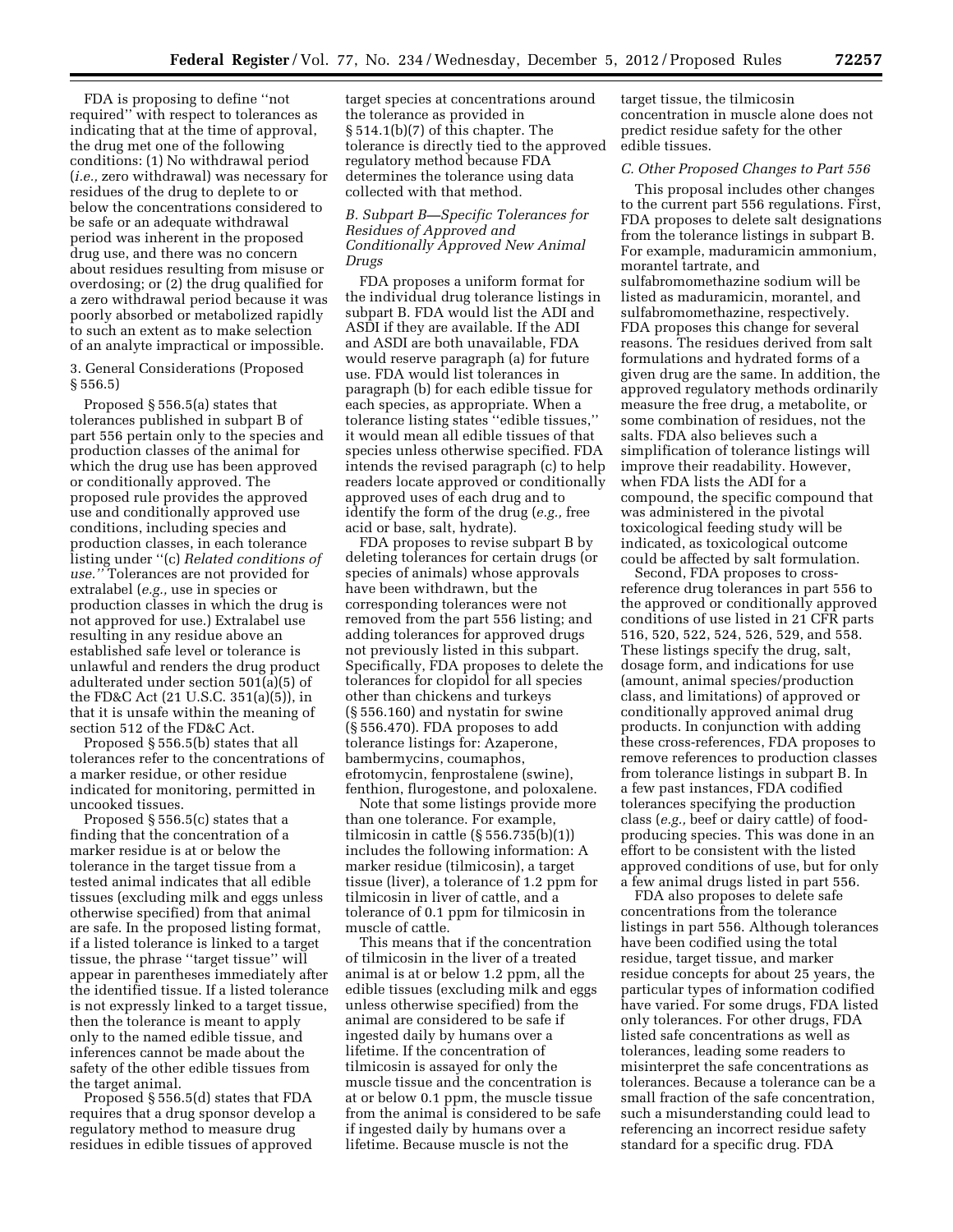FDA is proposing to define ''not required'' with respect to tolerances as indicating that at the time of approval, the drug met one of the following conditions: (1) No withdrawal period (*i.e.,* zero withdrawal) was necessary for residues of the drug to deplete to or below the concentrations considered to be safe or an adequate withdrawal period was inherent in the proposed drug use, and there was no concern about residues resulting from misuse or overdosing; or (2) the drug qualified for a zero withdrawal period because it was poorly absorbed or metabolized rapidly to such an extent as to make selection of an analyte impractical or impossible.

3. General Considerations (Proposed § 556.5)

Proposed § 556.5(a) states that tolerances published in subpart B of part 556 pertain only to the species and production classes of the animal for which the drug use has been approved or conditionally approved. The proposed rule provides the approved use and conditionally approved use conditions, including species and production classes, in each tolerance listing under ''(c) *Related conditions of use.''* Tolerances are not provided for extralabel (*e.g.,* use in species or production classes in which the drug is not approved for use.) Extralabel use resulting in any residue above an established safe level or tolerance is unlawful and renders the drug product adulterated under section 501(a)(5) of the FD&C Act (21 U.S.C. 351(a)(5)), in that it is unsafe within the meaning of section 512 of the FD&C Act.

Proposed § 556.5(b) states that all tolerances refer to the concentrations of a marker residue, or other residue indicated for monitoring, permitted in uncooked tissues.

Proposed § 556.5(c) states that a finding that the concentration of a marker residue is at or below the tolerance in the target tissue from a tested animal indicates that all edible tissues (excluding milk and eggs unless otherwise specified) from that animal are safe. In the proposed listing format, if a listed tolerance is linked to a target tissue, the phrase ''target tissue'' will appear in parentheses immediately after the identified tissue. If a listed tolerance is not expressly linked to a target tissue, then the tolerance is meant to apply only to the named edible tissue, and inferences cannot be made about the safety of the other edible tissues from the target animal.

Proposed § 556.5(d) states that FDA requires that a drug sponsor develop a regulatory method to measure drug residues in edible tissues of approved target species at concentrations around the tolerance as provided in § 514.1(b)(7) of this chapter. The tolerance is directly tied to the approved regulatory method because FDA determines the tolerance using data collected with that method.

### *B. Subpart B—Specific Tolerances for Residues of Approved and Conditionally Approved New Animal Drugs*

FDA proposes a uniform format for the individual drug tolerance listings in subpart B. FDA would list the ADI and ASDI if they are available. If the ADI and ASDI are both unavailable, FDA would reserve paragraph (a) for future use. FDA would list tolerances in paragraph (b) for each edible tissue for each species, as appropriate. When a tolerance listing states ''edible tissues,'' it would mean all edible tissues of that species unless otherwise specified. FDA intends the revised paragraph (c) to help readers locate approved or conditionally approved uses of each drug and to identify the form of the drug (*e.g.,* free acid or base, salt, hydrate).

FDA proposes to revise subpart B by deleting tolerances for certain drugs (or species of animals) whose approvals have been withdrawn, but the corresponding tolerances were not removed from the part 556 listing; and adding tolerances for approved drugs not previously listed in this subpart. Specifically, FDA proposes to delete the tolerances for clopidol for all species other than chickens and turkeys (§ 556.160) and nystatin for swine (§ 556.470). FDA proposes to add tolerance listings for: Azaperone, bambermycins, coumaphos, efrotomycin, fenprostalene (swine), fenthion, flurogestone, and poloxalene.

Note that some listings provide more than one tolerance. For example, tilmicosin in cattle (§ 556.735(b)(1)) includes the following information: A marker residue (tilmicosin), a target tissue (liver), a tolerance of 1.2 ppm for tilmicosin in liver of cattle, and a tolerance of 0.1 ppm for tilmicosin in muscle of cattle.

This means that if the concentration of tilmicosin in the liver of a treated animal is at or below 1.2 ppm, all the edible tissues (excluding milk and eggs unless otherwise specified) from the animal are considered to be safe if ingested daily by humans over a lifetime. If the concentration of tilmicosin is assayed for only the muscle tissue and the concentration is at or below 0.1 ppm, the muscle tissue from the animal is considered to be safe if ingested daily by humans over a lifetime. Because muscle is not the target tissue, the tilmicosin concentration in muscle alone does not predict residue safety for the other edible tissues.

### *C. Other Proposed Changes to Part 556*

This proposal includes other changes to the current part 556 regulations. First, FDA proposes to delete salt designations from the tolerance listings in subpart B. For example, maduramicin ammonium, morantel tartrate, and sulfabromomethazine sodium will be listed as maduramicin, morantel, and sulfabromomethazine, respectively. FDA proposes this change for several reasons. The residues derived from salt formulations and hydrated forms of a given drug are the same. In addition, the approved regulatory methods ordinarily measure the free drug, a metabolite, or some combination of residues, not the salts. FDA also believes such a simplification of tolerance listings will improve their readability. However, when FDA lists the ADI for a compound, the specific compound that was administered in the pivotal toxicological feeding study will be indicated, as toxicological outcome could be affected by salt formulation.

Second, FDA proposes to cross-reference drug tolerances in part 556 to the approved or conditionally approved conditions of use listed in 21 CFR parts 516, 520, 522, 524, 526, 529, and 558. These listings specify the drug, salt, dosage form, and indications for use (amount, animal species/production class, and limitations) of approved or conditionally approved animal drug products. In conjunction with adding these cross-references, FDA proposes to remove references to production classes from tolerance listings in subpart B. In a few past instances, FDA codified tolerances specifying the production class (*e.g.,* beef or dairy cattle) of food-producing species. This was done in an effort to be consistent with the listed approved conditions of use, but for only a few animal drugs listed in part 556.

FDA also proposes to delete safe concentrations from the tolerance listings in part 556. Although tolerances have been codified using the total residue, target tissue, and marker residue concepts for about 25 years, the particular types of information codified have varied. For some drugs, FDA listed only tolerances. For other drugs, FDA listed safe concentrations as well as tolerances, leading some readers to misinterpret the safe concentrations as tolerances. Because a tolerance can be a small fraction of the safe concentration, such a misunderstanding could lead to referencing an incorrect residue safety standard for a specific drug. FDA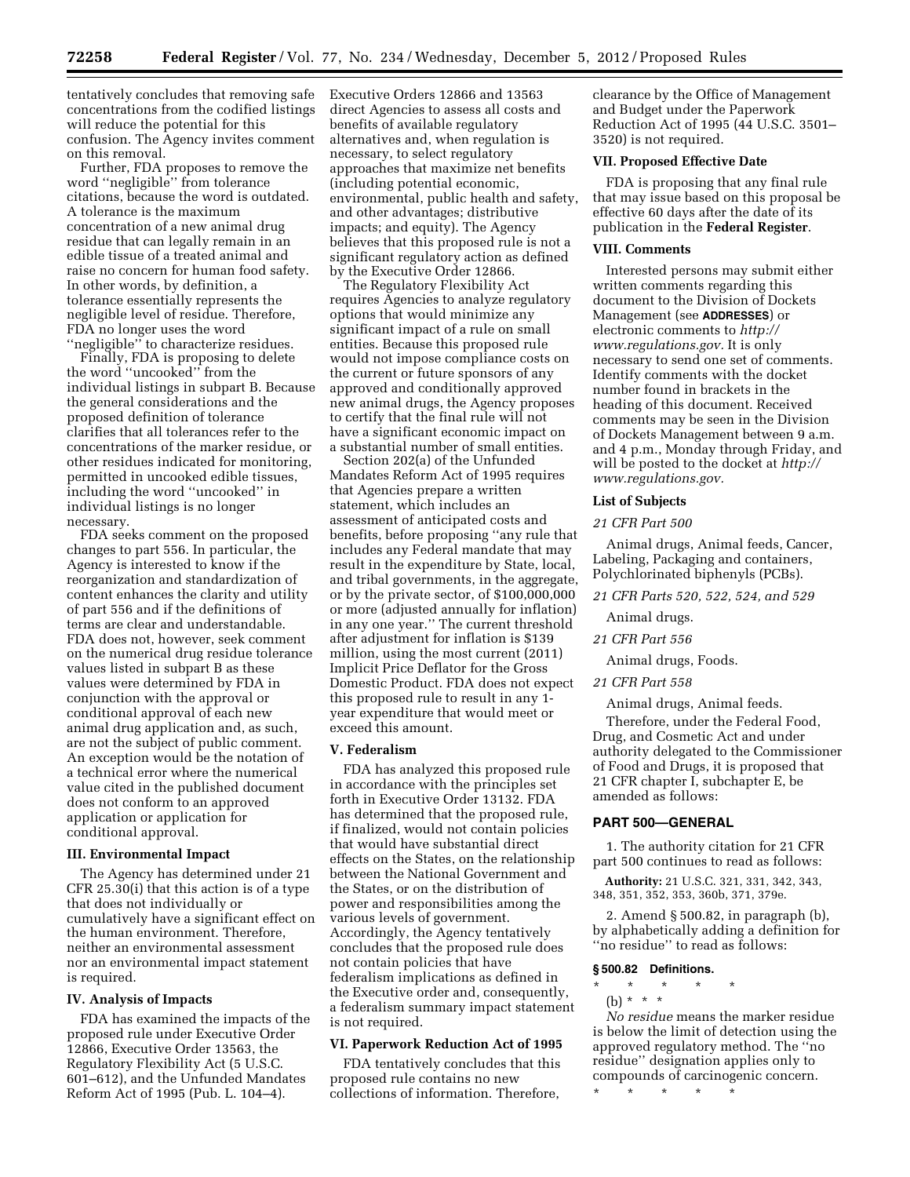tentatively concludes that removing safe concentrations from the codified listings will reduce the potential for this confusion. The Agency invites comment on this removal.

Further, FDA proposes to remove the word ''negligible'' from tolerance citations, because the word is outdated. A tolerance is the maximum concentration of a new animal drug residue that can legally remain in an edible tissue of a treated animal and raise no concern for human food safety. In other words, by definition, a tolerance essentially represents the negligible level of residue. Therefore, FDA no longer uses the word ''negligible'' to characterize residues.

Finally, FDA is proposing to delete the word ''uncooked'' from the individual listings in subpart B. Because the general considerations and the proposed definition of tolerance clarifies that all tolerances refer to the concentrations of the marker residue, or other residues indicated for monitoring, permitted in uncooked edible tissues, including the word ''uncooked'' in individual listings is no longer necessary.

FDA seeks comment on the proposed changes to part 556. In particular, the Agency is interested to know if the reorganization and standardization of content enhances the clarity and utility of part 556 and if the definitions of terms are clear and understandable. FDA does not, however, seek comment on the numerical drug residue tolerance values listed in subpart B as these values were determined by FDA in conjunction with the approval or conditional approval of each new animal drug application and, as such, are not the subject of public comment. An exception would be the notation of a technical error where the numerical value cited in the published document does not conform to an approved application or application for conditional approval.

## III. Environmental Impact

The Agency has determined under 21 CFR 25.30(i) that this action is of a type that does not individually or cumulatively have a significant effect on the human environment. Therefore, neither an environmental assessment nor an environmental impact statement is required.

## IV. Analysis of Impacts

FDA has examined the impacts of the proposed rule under Executive Order 12866, Executive Order 13563, the Regulatory Flexibility Act (5 U.S.C. 601–612), and the Unfunded Mandates Reform Act of 1995 (Pub. L. 104–4). Executive Orders 12866 and 13563 direct Agencies to assess all costs and benefits of available regulatory alternatives and, when regulation is necessary, to select regulatory approaches that maximize net benefits (including potential economic, environmental, public health and safety, and other advantages; distributive impacts; and equity). The Agency believes that this proposed rule is not a significant regulatory action as defined by the Executive Order 12866.

The Regulatory Flexibility Act requires Agencies to analyze regulatory options that would minimize any significant impact of a rule on small entities. Because this proposed rule would not impose compliance costs on the current or future sponsors of any approved and conditionally approved new animal drugs, the Agency proposes to certify that the final rule will not have a significant economic impact on a substantial number of small entities.

Section 202(a) of the Unfunded Mandates Reform Act of 1995 requires that Agencies prepare a written statement, which includes an assessment of anticipated costs and benefits, before proposing ''any rule that includes any Federal mandate that may result in the expenditure by State, local, and tribal governments, in the aggregate, or by the private sector, of $100,000,000 or more (adjusted annually for inflation) in any one year.'' The current threshold after adjustment for inflation is $139 million, using the most current (2011) Implicit Price Deflator for the Gross Domestic Product. FDA does not expect this proposed rule to result in any 1-year expenditure that would meet or exceed this amount.

## V. Federalism

FDA has analyzed this proposed rule in accordance with the principles set forth in Executive Order 13132. FDA has determined that the proposed rule, if finalized, would not contain policies that would have substantial direct effects on the States, on the relationship between the National Government and the States, or on the distribution of power and responsibilities among the various levels of government. Accordingly, the Agency tentatively concludes that the proposed rule does not contain policies that have federalism implications as defined in the Executive order and, consequently, a federalism summary impact statement is not required.

## VI. Paperwork Reduction Act of 1995

FDA tentatively concludes that this proposed rule contains no new collections of information. Therefore, clearance by the Office of Management and Budget under the Paperwork Reduction Act of 1995 (44 U.S.C. 3501–3520) is not required.

## VII. Proposed Effective Date

FDA is proposing that any final rule that may issue based on this proposal be effective 60 days after the date of its publication in the **Federal Register**.

## VIII. Comments

Interested persons may submit either written comments regarding this document to the Division of Dockets Management (see **ADDRESSES**) or electronic comments to *http://www.regulations.gov*. It is only necessary to send one set of comments. Identify comments with the docket number found in brackets in the heading of this document. Received comments may be seen in the Division of Dockets Management between 9 a.m. and 4 p.m., Monday through Friday, and will be posted to the docket at *http://www.regulations.gov*.

### List of Subjects

*21 CFR Part 500*

Animal drugs, Animal feeds, Cancer, Labeling, Packaging and containers, Polychlorinated biphenyls (PCBs).

*21 CFR Parts 520, 522, 524, and 529*

Animal drugs.

*21 CFR Part 556*

Animal drugs, Foods.

*21 CFR Part 558*

Animal drugs, Animal feeds.

Therefore, under the Federal Food, Drug, and Cosmetic Act and under authority delegated to the Commissioner of Food and Drugs, it is proposed that 21 CFR chapter I, subchapter E, be amended as follows:

## PART 500—GENERAL

1. The authority citation for 21 CFR part 500 continues to read as follows:

**Authority:** 21 U.S.C. 321, 331, 342, 343, 348, 351, 352, 353, 360b, 371, 379e.

2. Amend § 500.82, in paragraph (b), by alphabetically adding a definition for ''no residue'' to read as follows:

### § 500.82 Definitions.

\* \* \* \* \*

(b) \* \* \*

*No residue* means the marker residue is below the limit of detection using the approved regulatory method. The ''no residue'' designation applies only to compounds of carcinogenic concern.

\* \* \* \* \*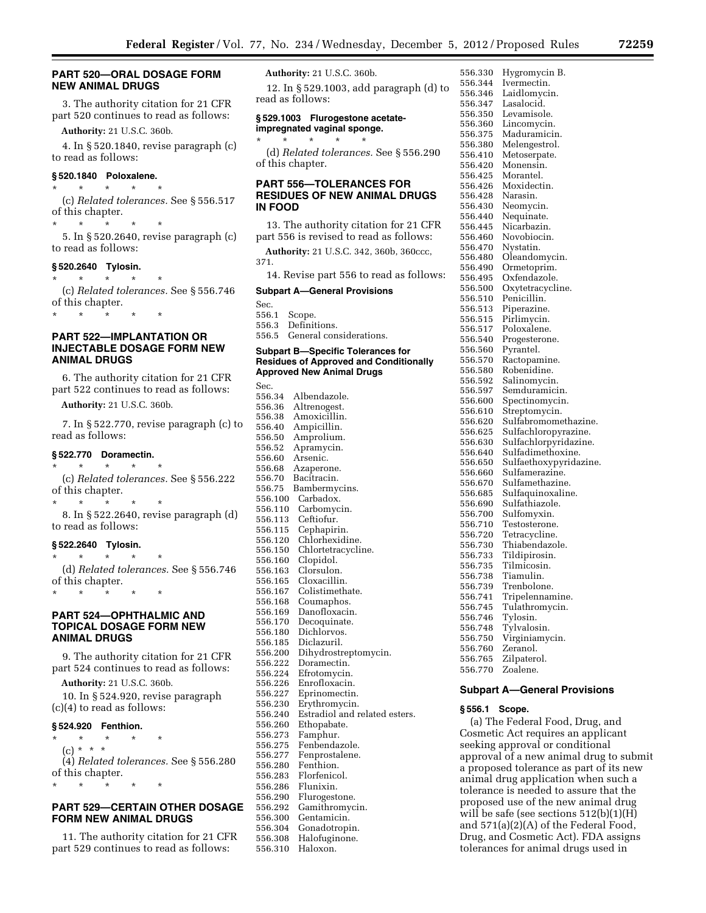## PART 520—ORAL DOSAGE FORM NEW ANIMAL DRUGS

3. The authority citation for 21 CFR part 520 continues to read as follows:

**Authority:** 21 U.S.C. 360b.

4. In § 520.1840, revise paragraph (c) to read as follows:

### § 520.1840 Poloxalene.

\* \* \* \* \*

(c) *Related tolerances.* See § 556.517 of this chapter.

\* \* \* \* \*

5. In § 520.2640, revise paragraph (c) to read as follows:

### § 520.2640 Tylosin.

\* \* \* \* \*

(c) *Related tolerances.* See § 556.746 of this chapter.

\* \* \* \* \*

## PART 522—IMPLANTATION OR INJECTABLE DOSAGE FORM NEW ANIMAL DRUGS

6. The authority citation for 21 CFR part 522 continues to read as follows:

**Authority:** 21 U.S.C. 360b.

7. In § 522.770, revise paragraph (c) to read as follows:

### § 522.770 Doramectin.

\* \* \* \* \*

(c) *Related tolerances.* See § 556.222 of this chapter.

\* \* \* \* \*

8. In § 522.2640, revise paragraph (d) to read as follows:

### § 522.2640 Tylosin.

\* \* \* \* \*

(d) *Related tolerances.* See § 556.746 of this chapter.

\* \* \* \* \*

## PART 524—OPHTHALMIC AND TOPICAL DOSAGE FORM NEW ANIMAL DRUGS

9. The authority citation for 21 CFR part 524 continues to read as follows:

**Authority:** 21 U.S.C. 360b.

10. In § 524.920, revise paragraph (c)(4) to read as follows:

### § 524.920 Fenthion.

\* \* \* \* \*

(c) \* \* \*

(4) *Related tolerances.* See § 556.280 of this chapter.

\* \* \* \* \*

## PART 529—CERTAIN OTHER DOSAGE FORM NEW ANIMAL DRUGS

11. The authority citation for 21 CFR part 529 continues to read as follows:

**Authority:** 21 U.S.C. 360b.

12. In § 529.1003, add paragraph (d) to read as follows:

### § 529.1003 Flurogestone acetate-impregnated vaginal sponge.

\* \* \* \* \*

(d) *Related tolerances.* See § 556.290 of this chapter.

## PART 556—TOLERANCES FOR RESIDUES OF NEW ANIMAL DRUGS IN FOOD

13. The authority citation for 21 CFR part 556 is revised to read as follows:

**Authority:** 21 U.S.C. 342, 360b, 360ccc, 371.

14. Revise part 556 to read as follows:

### Subpart A—General Provisions

Sec.
556.1 Scope.
556.3 Definitions.
556.5 General considerations.

### Subpart B—Specific Tolerances for Residues of Approved and Conditionally Approved New Animal Drugs

Sec.
556.34 Albendazole.
556.36 Altrenogest.
556.38 Amoxicillin.
556.40 Ampicillin.
556.50 Amprolium.
556.52 Apramycin.
556.60 Arsenic.
556.68 Azaperone.
556.70 Bacitracin.
556.75 Bambermycins.
556.100 Carbadox.
556.110 Carbomycin.
556.113 Ceftiofur.
556.115 Cephapirin.
556.120 Chlorhexidine.
556.150 Chlortetracycline.
556.160 Clopidol.
556.163 Clorsulon.
556.165 Cloxacillin.
556.167 Colistimethate.
556.168 Coumaphos.
556.169 Danofloxacin.
556.170 Decoquinate.
556.180 Dichlorvos.
556.185 Diclazuril.
556.200 Dihydrostreptomycin.
556.222 Doramectin.
556.224 Efrotomycin.
556.226 Enrofloxacin.
556.227 Eprinomectin.
556.230 Erythromycin.
556.240 Estradiol and related esters.
556.260 Ethopabate.
556.273 Famphur.
556.275 Fenbendazole.
556.277 Fenprostalene.
556.280 Fenthion.
556.283 Florfenicol.
556.286 Flunixin.
556.290 Flurogestone.
556.292 Gamithromycin.
556.300 Gentamicin.
556.304 Gonadotropin.
556.308 Halofuginone.
556.310 Haloxon.
556.330 Hygromycin B.
556.344 Ivermectin.
556.346 Laidlomycin.
556.347 Lasalocid.
556.350 Levamisole.
556.360 Lincomycin.
556.375 Maduramicin.
556.380 Melengestrol.
556.410 Metoserpate.
556.420 Monensin.
556.425 Morantel.
556.426 Moxidectin.
556.428 Narasin.
556.430 Neomycin.
556.440 Nequinate.
556.445 Nicarbazin.
556.460 Novobiocin.
556.470 Nystatin.
556.480 Oleandomycin.
556.490 Ormetoprim.
556.495 Oxfendazole.
556.500 Oxytetracycline.
556.510 Penicillin.
556.513 Piperazine.
556.515 Pirlimycin.
556.517 Poloxalene.
556.540 Progesterone.
556.560 Pyrantel.
556.570 Ractopamine.
556.580 Robenidine.
556.592 Salinomycin.
556.597 Semduramicin.
556.600 Spectinomycin.
556.610 Streptomycin.
556.620 Sulfabromomethazine.
556.625 Sulfachloropyrazine.
556.630 Sulfachlorpyridazine.
556.640 Sulfadimethoxine.
556.650 Sulfaethoxypyridazine.
556.660 Sulfamerazine.
556.670 Sulfamethazine.
556.685 Sulfaquinoxaline.
556.690 Sulfathiazole.
556.700 Sulfomyxin.
556.710 Testosterone.
556.720 Tetracycline.
556.730 Thiabendazole.
556.733 Tildipirosin.
556.735 Tilmicosin.
556.738 Tiamulin.
556.739 Trenbolone.
556.741 Tripelennamine.
556.745 Tulathromycin.
556.746 Tylosin.
556.748 Tylvalosin.
556.750 Virginiamycin.
556.760 Zeranol.
556.765 Zilpaterol.
556.770 Zoalene.

### Subpart A—General Provisions

#### § 556.1 Scope.

(a) The Federal Food, Drug, and Cosmetic Act requires an applicant seeking approval or conditional approval of a new animal drug to submit a proposed tolerance as part of its new animal drug application when such a tolerance is needed to assure that the proposed use of the new animal drug will be safe (see sections 512(b)(1)(H) and 571(a)(2)(A) of the Federal Food, Drug, and Cosmetic Act). FDA assigns tolerances for animal drugs used in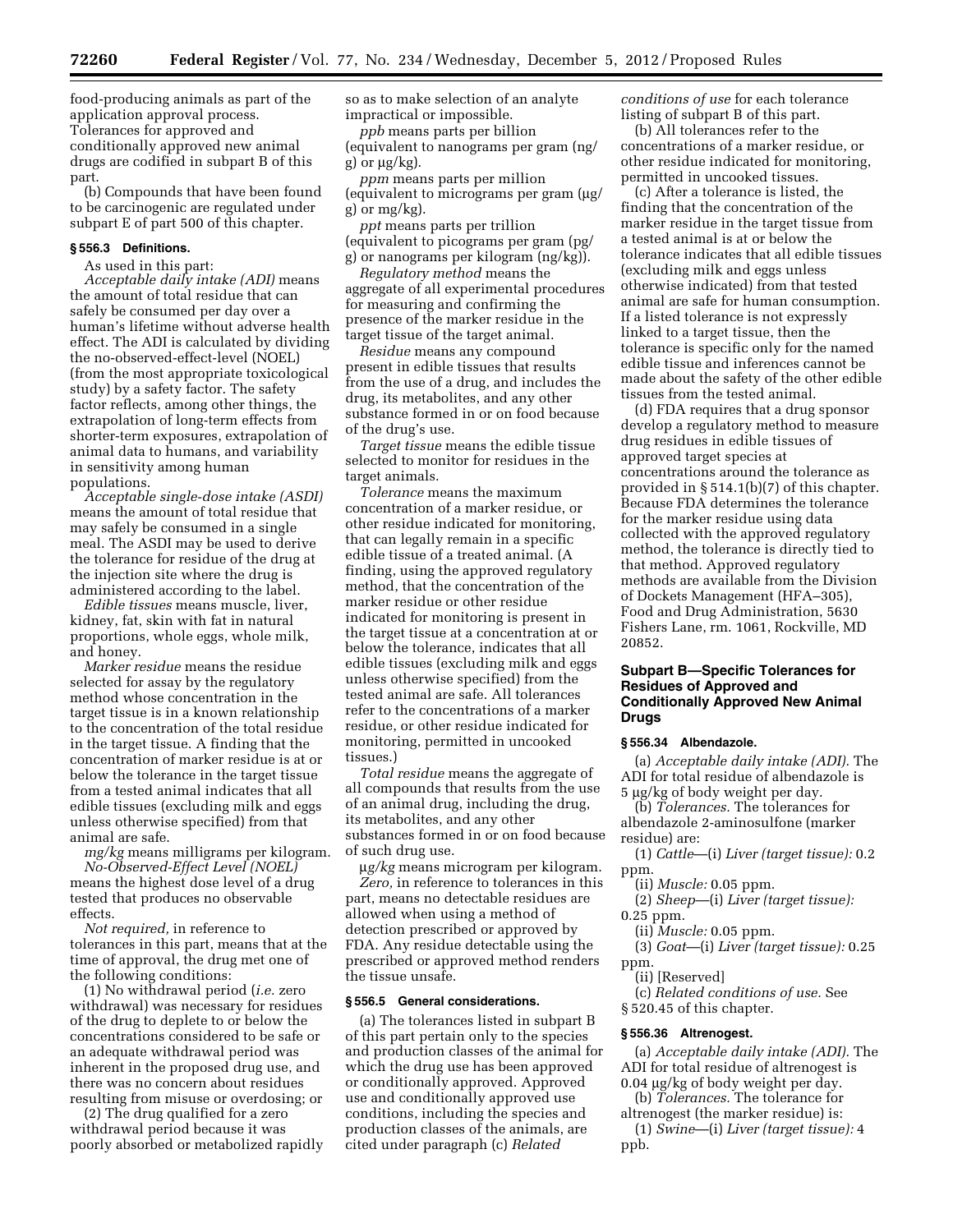food-producing animals as part of the application approval process. Tolerances for approved and conditionally approved new animal drugs are codified in subpart B of this part.

(b) Compounds that have been found to be carcinogenic are regulated under subpart E of part 500 of this chapter.

### § 556.3 Definitions.

As used in this part:

*Acceptable daily intake (ADI)* means the amount of total residue that can safely be consumed per day over a human's lifetime without adverse health effect. The ADI is calculated by dividing the no-observed-effect-level (NOEL) (from the most appropriate toxicological study) by a safety factor. The safety factor reflects, among other things, the extrapolation of long-term effects from shorter-term exposures, extrapolation of animal data to humans, and variability in sensitivity among human populations.

*Acceptable single-dose intake (ASDI)* means the amount of total residue that may safely be consumed in a single meal. The ASDI may be used to derive the tolerance for residue of the drug at the injection site where the drug is administered according to the label.

*Edible tissues* means muscle, liver, kidney, fat, skin with fat in natural proportions, whole eggs, whole milk, and honey.

*Marker residue* means the residue selected for assay by the regulatory method whose concentration in the target tissue is in a known relationship to the concentration of the total residue in the target tissue. A finding that the concentration of marker residue is at or below the tolerance in the target tissue from a tested animal indicates that all edible tissues (excluding milk and eggs unless otherwise specified) from that animal are safe.

*mg/kg* means milligrams per kilogram.

*No-Observed-Effect Level (NOEL)* means the highest dose level of a drug tested that produces no observable effects.

*Not required,* in reference to tolerances in this part, means that at the time of approval, the drug met one of the following conditions:

(1) No withdrawal period (*i.e.* zero withdrawal) was necessary for residues of the drug to deplete to or below the concentrations considered to be safe or an adequate withdrawal period was inherent in the proposed drug use, and there was no concern about residues resulting from misuse or overdosing; or

(2) The drug qualified for a zero withdrawal period because it was poorly absorbed or metabolized rapidly so as to make selection of an analyte impractical or impossible.

*ppb* means parts per billion (equivalent to nanograms per gram (ng/g) or μg/kg).

*ppm* means parts per million (equivalent to micrograms per gram (μg/g) or mg/kg).

*ppt* means parts per trillion (equivalent to picograms per gram (pg/g) or nanograms per kilogram (ng/kg)).

*Regulatory method* means the aggregate of all experimental procedures for measuring and confirming the presence of the marker residue in the target tissue of the target animal.

*Residue* means any compound present in edible tissues that results from the use of a drug, and includes the drug, its metabolites, and any other substance formed in or on food because of the drug's use.

*Target tissue* means the edible tissue selected to monitor for residues in the target animals.

*Tolerance* means the maximum concentration of a marker residue, or other residue indicated for monitoring, that can legally remain in a specific edible tissue of a treated animal. (A finding, using the approved regulatory method, that the concentration of the marker residue or other residue indicated for monitoring is present in the target tissue at a concentration at or below the tolerance, indicates that all edible tissues (excluding milk and eggs unless otherwise specified) from the tested animal are safe. All tolerances refer to the concentrations of a marker residue, or other residue indicated for monitoring, permitted in uncooked tissues.)

*Total residue* means the aggregate of all compounds that results from the use of an animal drug, including the drug, its metabolites, and any other substances formed in or on food because of such drug use.

*μg/kg* means microgram per kilogram.

*Zero,* in reference to tolerances in this part, means no detectable residues are allowed when using a method of detection prescribed or approved by FDA. Any residue detectable using the prescribed or approved method renders the tissue unsafe.

### § 556.5 General considerations.

(a) The tolerances listed in subpart B of this part pertain only to the species and production classes of the animal for which the drug use has been approved or conditionally approved. Approved use and conditionally approved use conditions, including the species and production classes of the animals, are cited under paragraph (c) *Related conditions of use* for each tolerance listing of subpart B of this part.

(b) All tolerances refer to the concentrations of a marker residue, or other residue indicated for monitoring, permitted in uncooked tissues.

(c) After a tolerance is listed, the finding that the concentration of the marker residue in the target tissue from a tested animal is at or below the tolerance indicates that all edible tissues (excluding milk and eggs unless otherwise indicated) from that tested animal are safe for human consumption. If a listed tolerance is not expressly linked to a target tissue, then the tolerance is specific only for the named edible tissue and inferences cannot be made about the safety of the other edible tissues from the tested animal.

(d) FDA requires that a drug sponsor develop a regulatory method to measure drug residues in edible tissues of approved target species at concentrations around the tolerance as provided in § 514.1(b)(7) of this chapter. Because FDA determines the tolerance for the marker residue using data collected with the approved regulatory method, the tolerance is directly tied to that method. Approved regulatory methods are available from the Division of Dockets Management (HFA–305), Food and Drug Administration, 5630 Fishers Lane, rm. 1061, Rockville, MD 20852.

## Subpart B—Specific Tolerances for Residues of Approved and Conditionally Approved New Animal Drugs

### § 556.34 Albendazole.

(a) *Acceptable daily intake (ADI).* The ADI for total residue of albendazole is 5 μg/kg of body weight per day.

(b) *Tolerances.* The tolerances for albendazole 2-aminosulfone (marker residue) are:

(1) *Cattle*—(i) *Liver (target tissue):* 0.2 ppm.

(ii) *Muscle:* 0.05 ppm.

(2) *Sheep*—(i) *Liver (target tissue):* 0.25 ppm.

(ii) *Muscle:* 0.05 ppm.

(3) *Goat*—(i) *Liver (target tissue):* 0.25 ppm.

(ii) [Reserved]

(c) *Related conditions of use.* See § 520.45 of this chapter.

### § 556.36 Altrenogest.

(a) *Acceptable daily intake (ADI).* The ADI for total residue of altrenogest is 0.04 μg/kg of body weight per day.

(b) *Tolerances.* The tolerance for altrenogest (the marker residue) is:

(1) *Swine*—(i) *Liver (target tissue):* 4 ppb.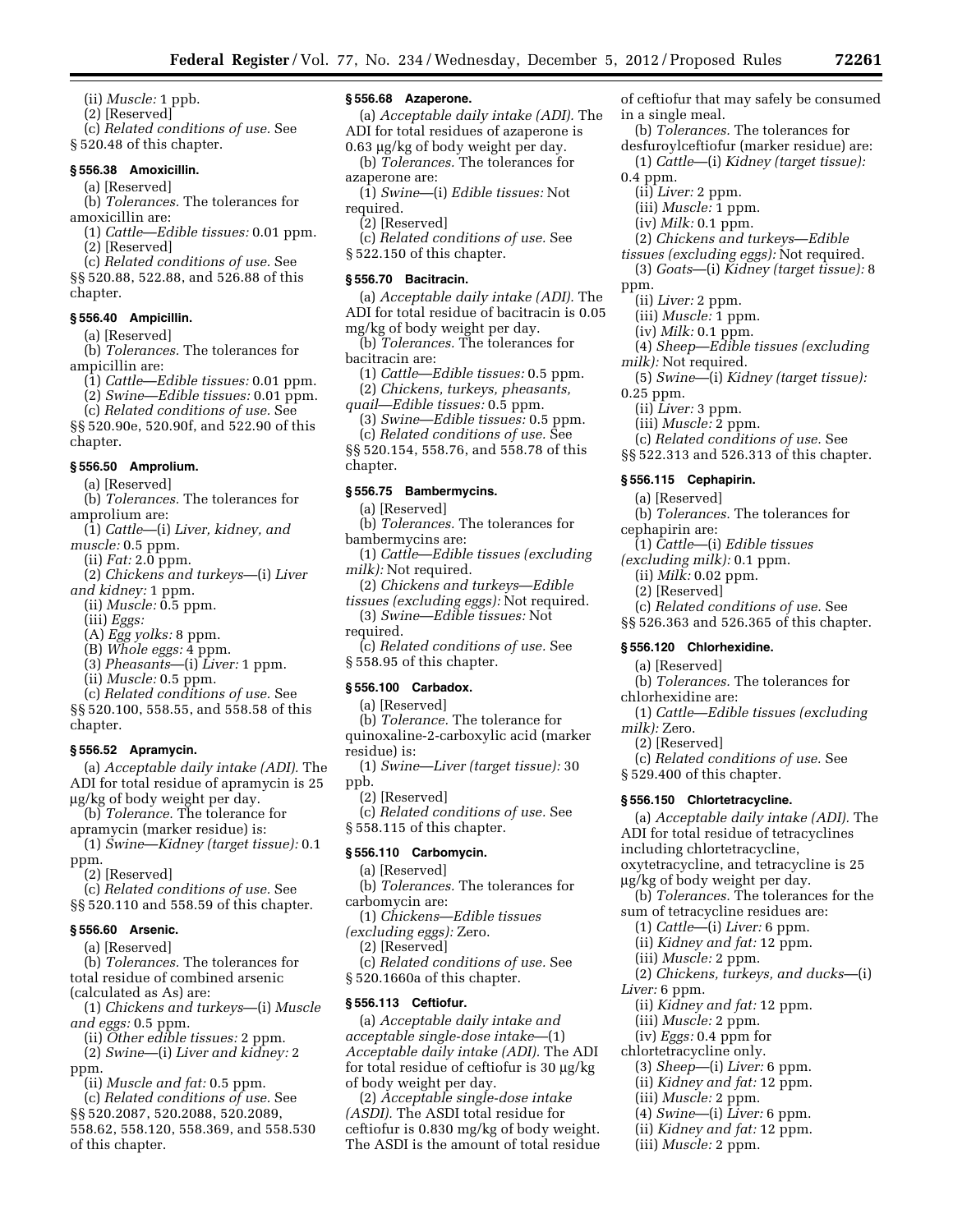(ii) *Muscle:* 1 ppb.

(2) [Reserved]

(c) *Related conditions of use.* See § 520.48 of this chapter.

### § 556.38 Amoxicillin.

(a) [Reserved]

(b) *Tolerances.* The tolerances for amoxicillin are:

(1) *Cattle—Edible tissues:* 0.01 ppm.

(2) [Reserved]

(c) *Related conditions of use.* See §§ 520.88, 522.88, and 526.88 of this chapter.

### § 556.40 Ampicillin.

(a) [Reserved]

(b) *Tolerances.* The tolerances for ampicillin are:

(1) *Cattle—Edible tissues:* 0.01 ppm.

(2) *Swine—Edible tissues:* 0.01 ppm.

(c) *Related conditions of use.* See §§ 520.90e, 520.90f, and 522.90 of this chapter.

### § 556.50 Amprolium.

(a) [Reserved]

(b) *Tolerances.* The tolerances for amprolium are:

(1) *Cattle*—(i) *Liver, kidney, and muscle:* 0.5 ppm.

(ii) *Fat:* 2.0 ppm.

(2) *Chickens and turkeys*—(i) *Liver and kidney:* 1 ppm.

(ii) *Muscle:* 0.5 ppm.

(iii) *Eggs:*

(A) *Egg yolks:* 8 ppm.

(B) *Whole eggs:* 4 ppm.

(3) *Pheasants*—(i) *Liver:* 1 ppm.

(ii) *Muscle:* 0.5 ppm.

(c) *Related conditions of use.* See §§ 520.100, 558.55, and 558.58 of this chapter.

### § 556.52 Apramycin.

(a) *Acceptable daily intake (ADI).* The ADI for total residue of apramycin is 25 µg/kg of body weight per day.

(b) *Tolerance.* The tolerance for apramycin (marker residue) is:

(1) *Swine—Kidney (target tissue):* 0.1 ppm.

(2) [Reserved]

(c) *Related conditions of use.* See §§ 520.110 and 558.59 of this chapter.

### § 556.60 Arsenic.

(a) [Reserved]

(b) *Tolerances.* The tolerances for total residue of combined arsenic (calculated as As) are:

(1) *Chickens and turkeys*—(i) *Muscle and eggs:* 0.5 ppm.

(ii) *Other edible tissues:* 2 ppm.

(2) *Swine*—(i) *Liver and kidney:* 2 ppm.

(ii) *Muscle and fat:* 0.5 ppm.

(c) *Related conditions of use.* See §§ 520.2087, 520.2088, 520.2089, 558.62, 558.120, 558.369, and 558.530 of this chapter.

### § 556.68 Azaperone.

(a) *Acceptable daily intake (ADI).* The ADI for total residues of azaperone is 0.63 µg/kg of body weight per day.

(b) *Tolerances.* The tolerances for azaperone are:

(1) *Swine*—(i) *Edible tissues:* Not required.

(2) [Reserved]

(c) *Related conditions of use.* See § 522.150 of this chapter.

### § 556.70 Bacitracin.

(a) *Acceptable daily intake (ADI).* The ADI for total residue of bacitracin is 0.05 mg/kg of body weight per day.

(b) *Tolerances.* The tolerances for bacitracin are:

(1) *Cattle—Edible tissues:* 0.5 ppm.

(2) *Chickens, turkeys, pheasants, quail—Edible tissues:* 0.5 ppm.

(3) *Swine—Edible tissues:* 0.5 ppm.

(c) *Related conditions of use.* See §§ 520.154, 558.76, and 558.78 of this chapter.

### § 556.75 Bambermycins.

(a) [Reserved]

(b) *Tolerances.* The tolerances for bambermycins are:

(1) *Cattle—Edible tissues (excluding milk):* Not required.

(2) *Chickens and turkeys—Edible tissues (excluding eggs):* Not required.

(3) *Swine—Edible tissues:* Not required.

(c) *Related conditions of use.* See § 558.95 of this chapter.

### § 556.100 Carbadox.

(a) [Reserved]

(b) *Tolerance.* The tolerance for quinoxaline-2-carboxylic acid (marker residue) is:

(1) *Swine—Liver (target tissue):* 30 ppb.

(2) [Reserved]

(c) *Related conditions of use.* See § 558.115 of this chapter.

### § 556.110 Carbomycin.

(a) [Reserved]

(b) *Tolerances.* The tolerances for carbomycin are:

(1) *Chickens—Edible tissues (excluding eggs):* Zero.

(2) [Reserved]

(c) *Related conditions of use.* See § 520.1660a of this chapter.

### § 556.113 Ceftiofur.

(a) *Acceptable daily intake and acceptable single-dose intake*—(1) *Acceptable daily intake (ADI).* The ADI for total residue of ceftiofur is 30 µg/kg of body weight per day.

(2) *Acceptable single-dose intake (ASDI).* The ASDI total residue for ceftiofur is 0.830 mg/kg of body weight. The ASDI is the amount of total residue of ceftiofur that may safely be consumed in a single meal.

(b) *Tolerances.* The tolerances for desfuroylceftiofur (marker residue) are:

(1) *Cattle*—(i) *Kidney (target tissue):* 0.4 ppm.

(ii) *Liver:* 2 ppm.

(iii) *Muscle:* 1 ppm.

(iv) *Milk:* 0.1 ppm.

(2) *Chickens and turkeys—Edible tissues (excluding eggs):* Not required.

(3) *Goats*—(i) *Kidney (target tissue):* 8 ppm.

(ii) *Liver:* 2 ppm.

(iii) *Muscle:* 1 ppm.

(iv) *Milk:* 0.1 ppm.

(4) *Sheep—Edible tissues (excluding milk):* Not required.

(5) *Swine*—(i) *Kidney (target tissue):* 0.25 ppm.

(ii) *Liver:* 3 ppm.

(iii) *Muscle:* 2 ppm.

(c) *Related conditions of use.* See §§ 522.313 and 526.313 of this chapter.

### § 556.115 Cephapirin.

(a) [Reserved]

(b) *Tolerances.* The tolerances for cephapirin are:

(1) *Cattle*—(i) *Edible tissues (excluding milk):* 0.1 ppm.

(ii) *Milk:* 0.02 ppm.

(2) [Reserved]

(c) *Related conditions of use.* See §§ 526.363 and 526.365 of this chapter.

### § 556.120 Chlorhexidine.

(a) [Reserved]

(b) *Tolerances.* The tolerances for chlorhexidine are:

(1) *Cattle—Edible tissues (excluding milk):* Zero.

(2) [Reserved]

(c) *Related conditions of use.* See § 529.400 of this chapter.

### § 556.150 Chlortetracycline.

(a) *Acceptable daily intake (ADI).* The ADI for total residue of tetracyclines including chlortetracycline, oxytetracycline, and tetracycline is 25 µg/kg of body weight per day.

(b) *Tolerances.* The tolerances for the sum of tetracycline residues are:

(1) *Cattle*—(i) *Liver:* 6 ppm.

(ii) *Kidney and fat:* 12 ppm.

(iii) *Muscle:* 2 ppm.

(2) *Chickens, turkeys, and ducks*—(i) *Liver:* 6 ppm.

(ii) *Kidney and fat:* 12 ppm.

(iii) *Muscle:* 2 ppm.

(iv) *Eggs:* 0.4 ppm for chlortetracycline only.

(3) *Sheep*—(i) *Liver:* 6 ppm.

(ii) *Kidney and fat:* 12 ppm.

(iii) *Muscle:* 2 ppm.

(4) *Swine*—(i) *Liver:* 6 ppm.

(ii) *Kidney and fat:* 12 ppm.

(iii) *Muscle:* 2 ppm.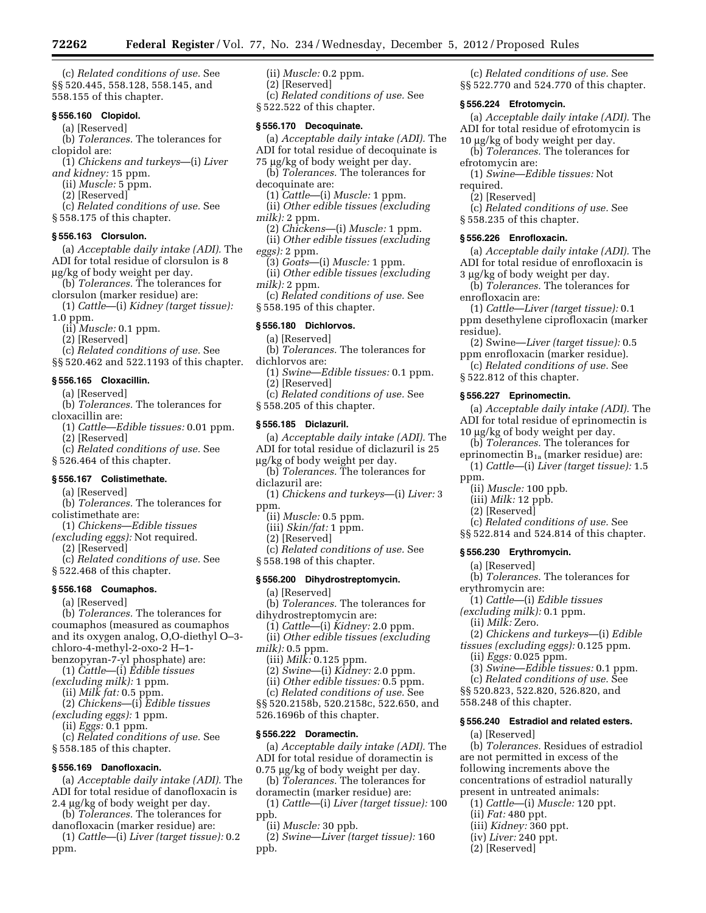(c) *Related conditions of use.* See §§ 520.445, 558.128, 558.145, and 558.155 of this chapter.

### § 556.160 Clopidol.

(a) [Reserved]

(b) *Tolerances.* The tolerances for clopidol are:

(1) *Chickens and turkeys*—(i) *Liver and kidney:* 15 ppm.

(ii) *Muscle:* 5 ppm.

(2) [Reserved]

(c) *Related conditions of use.* See § 558.175 of this chapter.

### § 556.163 Clorsulon.

(a) *Acceptable daily intake (ADI).* The ADI for total residue of clorsulon is 8 µg/kg of body weight per day.

(b) *Tolerances.* The tolerances for clorsulon (marker residue) are:

(1) *Cattle*—(i) *Kidney (target tissue):* 1.0 ppm.

(ii) *Muscle:* 0.1 ppm.

(2) [Reserved]

(c) *Related conditions of use.* See §§ 520.462 and 522.1193 of this chapter.

### § 556.165 Cloxacillin.

(a) [Reserved]

(b) *Tolerances.* The tolerances for cloxacillin are:

(1) *Cattle—Edible tissues:* 0.01 ppm.

(2) [Reserved]

(c) *Related conditions of use.* See § 526.464 of this chapter.

### § 556.167 Colistimethate.

(a) [Reserved]

(b) *Tolerances.* The tolerances for colistimethate are:

(1) *Chickens—Edible tissues (excluding eggs):* Not required.

(2) [Reserved]

(c) *Related conditions of use.* See § 522.468 of this chapter.

### § 556.168 Coumaphos.

(a) [Reserved]

(b) *Tolerances.* The tolerances for coumaphos (measured as coumaphos and its oxygen analog, O,O-diethyl O–3-chloro-4-methyl-2-oxo-2 H–1-benzopyran-7-yl phosphate) are:

(1) *Cattle*—(i) *Edible tissues (excluding milk):* 1 ppm.

(ii) *Milk fat:* 0.5 ppm.

(2) *Chickens*—(i) *Edible tissues (excluding eggs):* 1 ppm.

(ii) *Eggs:* 0.1 ppm.

(c) *Related conditions of use.* See § 558.185 of this chapter.

### § 556.169 Danofloxacin.

(a) *Acceptable daily intake (ADI).* The ADI for total residue of danofloxacin is 2.4 µg/kg of body weight per day.

(b) *Tolerances.* The tolerances for danofloxacin (marker residue) are:

(1) *Cattle*—(i) *Liver (target tissue):* 0.2 ppm.

(ii) *Muscle:* 0.2 ppm.

(2) [Reserved]

(c) *Related conditions of use.* See § 522.522 of this chapter.

### § 556.170 Decoquinate.

(a) *Acceptable daily intake (ADI).* The ADI for total residue of decoquinate is 75 µg/kg of body weight per day.

(b) *Tolerances.* The tolerances for decoquinate are:

(1) *Cattle*—(i) *Muscle:* 1 ppm.

(ii) *Other edible tissues (excluding milk):* 2 ppm.

(2) *Chickens*—(i) *Muscle:* 1 ppm.

(ii) *Other edible tissues (excluding eggs):* 2 ppm.

(3) *Goats*—(i) *Muscle:* 1 ppm.

(ii) *Other edible tissues (excluding milk):* 2 ppm.

(c) *Related conditions of use.* See § 558.195 of this chapter.

### § 556.180 Dichlorvos.

(a) [Reserved]

(b) *Tolerances.* The tolerances for dichlorvos are:

(1) *Swine—Edible tissues:* 0.1 ppm.

(2) [Reserved]

(c) *Related conditions of use.* See § 558.205 of this chapter.

### § 556.185 Diclazuril.

(a) *Acceptable daily intake (ADI).* The ADI for total residue of diclazuril is 25 µg/kg of body weight per day.

(b) *Tolerances.* The tolerances for diclazuril are:

(1) *Chickens and turkeys*—(i) *Liver:* 3 ppm.

(ii) *Muscle:* 0.5 ppm.

(iii) *Skin/fat:* 1 ppm.

(2) [Reserved]

(c) *Related conditions of use.* See § 558.198 of this chapter.

### § 556.200 Dihydrostreptomycin.

(a) [Reserved]

(b) *Tolerances.* The tolerances for dihydrostreptomycin are:

(1) *Cattle*—(i) *Kidney:* 2.0 ppm.

(ii) *Other edible tissues (excluding milk):* 0.5 ppm.

(iii) *Milk:* 0.125 ppm.

(2) *Swine*—(i) *Kidney:* 2.0 ppm.

(ii) *Other edible tissues:* 0.5 ppm.

(c) *Related conditions of use.* See §§ 520.2158b, 520.2158c, 522.650, and 526.1696b of this chapter.

### § 556.222 Doramectin.

(a) *Acceptable daily intake (ADI).* The ADI for total residue of doramectin is 0.75 µg/kg of body weight per day.

(b) *Tolerances.* The tolerances for doramectin (marker residue) are:

(1) *Cattle*—(i) *Liver (target tissue):* 100 ppb.

(ii) *Muscle:* 30 ppb.

(2) *Swine—Liver (target tissue):* 160 ppb.

(c) *Related conditions of use.* See §§ 522.770 and 524.770 of this chapter.

### § 556.224 Efrotomycin.

(a) *Acceptable daily intake (ADI).* The ADI for total residue of efrotomycin is 10 µg/kg of body weight per day.

(b) *Tolerances.* The tolerances for efrotomycin are:

(1) *Swine—Edible tissues:* Not required.

(2) [Reserved]

(c) *Related conditions of use.* See § 558.235 of this chapter.

### § 556.226 Enrofloxacin.

(a) *Acceptable daily intake (ADI).* The ADI for total residue of enrofloxacin is 3 µg/kg of body weight per day.

(b) *Tolerances.* The tolerances for enrofloxacin are:

(1) *Cattle—Liver (target tissue):* 0.1 ppm desethylene ciprofloxacin (marker residue).

(2) Swine—*Liver (target tissue):* 0.5 ppm enrofloxacin (marker residue).

(c) *Related conditions of use.* See § 522.812 of this chapter.

### § 556.227 Eprinomectin.

(a) *Acceptable daily intake (ADI).* The ADI for total residue of eprinomectin is 10 µg/kg of body weight per day.

(b) *Tolerances.* The tolerances for eprinomectin $B_{1a}$ (marker residue) are:

(1) *Cattle*—(i) *Liver (target tissue):* 1.5 ppm.

(ii) *Muscle:* 100 ppb.

(iii) *Milk:* 12 ppb.

(2) [Reserved]

(c) *Related conditions of use.* See §§ 522.814 and 524.814 of this chapter.

### § 556.230 Erythromycin.

(a) [Reserved]

(b) *Tolerances.* The tolerances for erythromycin are:

(1) *Cattle*—(i) *Edible tissues (excluding milk):* 0.1 ppm.

(ii) *Milk:* Zero.

(2) *Chickens and turkeys*—(i) *Edible tissues (excluding eggs):* 0.125 ppm.

(ii) *Eggs:* 0.025 ppm.

(3) *Swine—Edible tissues:* 0.1 ppm.

(c) *Related conditions of use.* See §§ 520.823, 522.820, 526.820, and 558.248 of this chapter.

### § 556.240 Estradiol and related esters.

(a) [Reserved]

(b) *Tolerances.* Residues of estradiol are not permitted in excess of the following increments above the concentrations of estradiol naturally present in untreated animals:

(1) *Cattle*—(i) *Muscle:* 120 ppt.

(ii) *Fat:* 480 ppt.

(iii) *Kidney:* 360 ppt.

(iv) *Liver:* 240 ppt.

(2) [Reserved]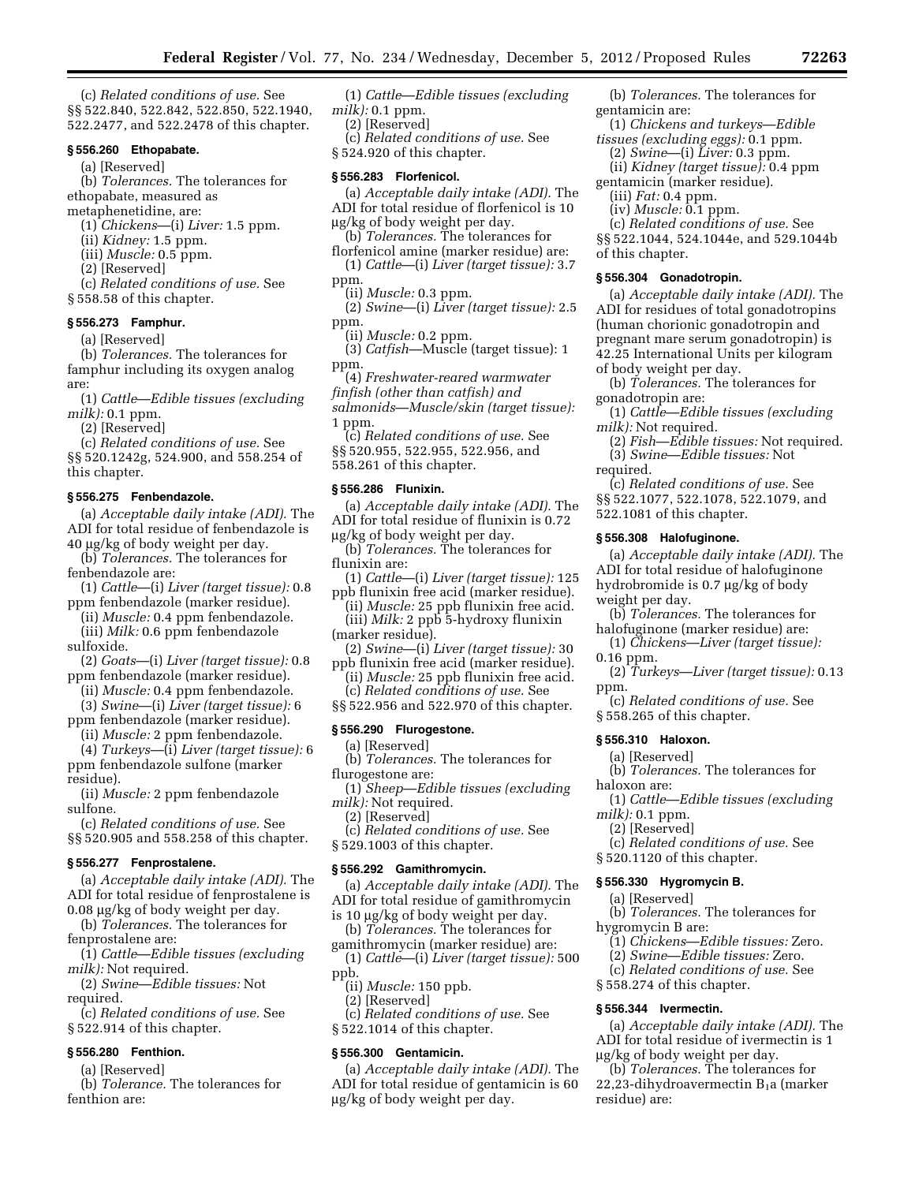(c) *Related conditions of use.* See §§ 522.840, 522.842, 522.850, 522.1940, 522.2477, and 522.2478 of this chapter.

### § 556.260 Ethopabate.

(a) [Reserved]

(b) *Tolerances.* The tolerances for ethopabate, measured as metaphenetidine, are:

(1) *Chickens*—(i) *Liver:* 1.5 ppm.

(ii) *Kidney:* 1.5 ppm.

(iii) *Muscle:* 0.5 ppm.

(2) [Reserved]

(c) *Related conditions of use.* See § 558.58 of this chapter.

### § 556.273 Famphur.

(a) [Reserved]

(b) *Tolerances.* The tolerances for famphur including its oxygen analog are:

(1) *Cattle—Edible tissues (excluding milk):* 0.1 ppm.

(2) [Reserved]

(c) *Related conditions of use.* See §§ 520.1242g, 524.900, and 558.254 of this chapter.

### § 556.275 Fenbendazole.

(a) *Acceptable daily intake (ADI).* The ADI for total residue of fenbendazole is 40 µg/kg of body weight per day.

(b) *Tolerances.* The tolerances for fenbendazole are:

(1) *Cattle*—(i) *Liver (target tissue):* 0.8 ppm fenbendazole (marker residue).

(ii) *Muscle:* 0.4 ppm fenbendazole.

(iii) *Milk:* 0.6 ppm fenbendazole sulfoxide.

(2) *Goats*—(i) *Liver (target tissue):* 0.8 ppm fenbendazole (marker residue).

(ii) *Muscle:* 0.4 ppm fenbendazole.

(3) *Swine*—(i) *Liver (target tissue):* 6 ppm fenbendazole (marker residue).

(ii) *Muscle:* 2 ppm fenbendazole.

(4) *Turkeys*—(i) *Liver (target tissue):* 6 ppm fenbendazole sulfone (marker residue).

(ii) *Muscle:* 2 ppm fenbendazole sulfone.

(c) *Related conditions of use.* See §§ 520.905 and 558.258 of this chapter.

### § 556.277 Fenprostalene.

(a) *Acceptable daily intake (ADI).* The ADI for total residue of fenprostalene is 0.08 µg/kg of body weight per day.

(b) *Tolerances.* The tolerances for fenprostalene are:

(1) *Cattle—Edible tissues (excluding milk):* Not required.

(2) *Swine—Edible tissues:* Not required.

(c) *Related conditions of use.* See § 522.914 of this chapter.

### § 556.280 Fenthion.

(a) [Reserved]

(b) *Tolerance.* The tolerances for fenthion are:

(1) *Cattle—Edible tissues (excluding milk):* 0.1 ppm.

(2) [Reserved]

(c) *Related conditions of use.* See § 524.920 of this chapter.

### § 556.283 Florfenicol.

(a) *Acceptable daily intake (ADI).* The ADI for total residue of florfenicol is 10 µg/kg of body weight per day.

(b) *Tolerances.* The tolerances for florfenicol amine (marker residue) are:

(1) *Cattle*—(i) *Liver (target tissue):* 3.7 ppm.

(ii) *Muscle:* 0.3 ppm.

(2) *Swine*—(i) *Liver (target tissue):* 2.5 ppm.

(ii) *Muscle:* 0.2 ppm.

(3) *Catfish*—Muscle (target tissue): 1 ppm.

(4) *Freshwater-reared warmwater finfish (other than catfish) and salmonids—Muscle/skin (target tissue):* 1 ppm.

(c) *Related conditions of use.* See §§ 520.955, 522.955, 522.956, and 558.261 of this chapter.

### § 556.286 Flunixin.

(a) *Acceptable daily intake (ADI).* The ADI for total residue of flunixin is 0.72 µg/kg of body weight per day.

(b) *Tolerances.* The tolerances for flunixin are:

(1) *Cattle*—(i) *Liver (target tissue):* 125 ppb flunixin free acid (marker residue).

(ii) *Muscle:* 25 ppb flunixin free acid.

(iii) *Milk:* 2 ppb 5-hydroxy flunixin (marker residue).

(2) *Swine*—(i) *Liver (target tissue):* 30 ppb flunixin free acid (marker residue).

(ii) *Muscle:* 25 ppb flunixin free acid.

(c) *Related conditions of use.* See §§ 522.956 and 522.970 of this chapter.

### § 556.290 Flurogestone.

(a) [Reserved]

(b) *Tolerances.* The tolerances for flurogestone are:

(1) *Sheep—Edible tissues (excluding milk):* Not required.

(2) [Reserved]

(c) *Related conditions of use.* See § 529.1003 of this chapter.

### § 556.292 Gamithromycin.

(a) *Acceptable daily intake (ADI).* The ADI for total residue of gamithromycin is 10 µg/kg of body weight per day.

(b) *Tolerances.* The tolerances for gamithromycin (marker residue) are:

(1) *Cattle*—(i) *Liver (target tissue):* 500 ppb.

(ii) *Muscle:* 150 ppb.

(2) [Reserved]

(c) *Related conditions of use.* See § 522.1014 of this chapter.

### § 556.300 Gentamicin.

(a) *Acceptable daily intake (ADI).* The ADI for total residue of gentamicin is 60 µg/kg of body weight per day.

(b) *Tolerances.* The tolerances for gentamicin are:

(1) *Chickens and turkeys—Edible tissues (excluding eggs):* 0.1 ppm.

(2) *Swine*—(i) *Liver:* 0.3 ppm.

(ii) *Kidney (target tissue):* 0.4 ppm gentamicin (marker residue).

(iii) *Fat:* 0.4 ppm.

(iv) *Muscle:* 0.1 ppm.

(c) *Related conditions of use.* See §§ 522.1044, 524.1044e, and 529.1044b of this chapter.

### § 556.304 Gonadotropin.

(a) *Acceptable daily intake (ADI).* The ADI for residues of total gonadotropins (human chorionic gonadotropin and pregnant mare serum gonadotropin) is 42.25 International Units per kilogram of body weight per day.

(b) *Tolerances.* The tolerances for gonadotropin are:

(1) *Cattle—Edible tissues (excluding milk):* Not required.

(2) *Fish—Edible tissues:* Not required.

(3) *Swine—Edible tissues:* Not required.

(c) *Related conditions of use.* See §§ 522.1077, 522.1078, 522.1079, and 522.1081 of this chapter.

### § 556.308 Halofuginone.

(a) *Acceptable daily intake (ADI).* The ADI for total residue of halofuginone hydrobromide is 0.7 µg/kg of body weight per day.

(b) *Tolerances.* The tolerances for halofuginone (marker residue) are:

(1) *Chickens—Liver (target tissue):* 0.16 ppm.

(2) *Turkeys—Liver (target tissue):* 0.13 ppm.

(c) *Related conditions of use.* See § 558.265 of this chapter.

### § 556.310 Haloxon.

(a) [Reserved]

(b) *Tolerances.* The tolerances for haloxon are:

(1) *Cattle—Edible tissues (excluding milk):* 0.1 ppm.

(2) [Reserved]

(c) *Related conditions of use.* See § 520.1120 of this chapter.

### § 556.330 Hygromycin B.

(a) [Reserved]

(b) *Tolerances.* The tolerances for hygromycin B are:

(1) *Chickens—Edible tissues:* Zero.

(2) *Swine—Edible tissues:* Zero.

(c) *Related conditions of use.* See § 558.274 of this chapter.

### § 556.344 Ivermectin.

(a) *Acceptable daily intake (ADI).* The ADI for total residue of ivermectin is 1 µg/kg of body weight per day.

(b) *Tolerances.* The tolerances for 22,23-dihydroavermectin $B_1a$ (marker residue) are: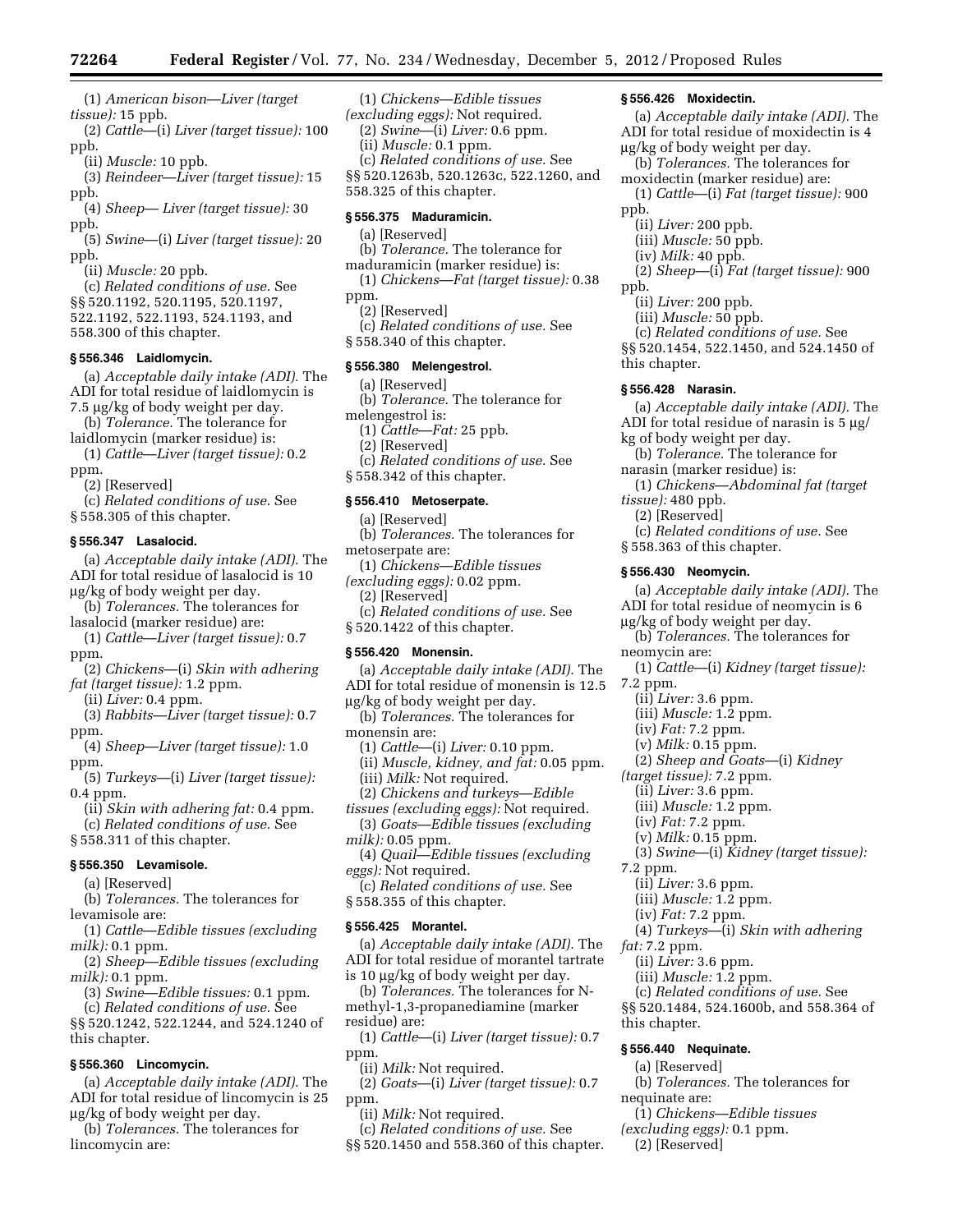(1) *American bison—Liver (target tissue):* 15 ppb.

(2) *Cattle*—(i) *Liver (target tissue):* 100 ppb.

(ii) *Muscle:* 10 ppb.

(3) *Reindeer—Liver (target tissue):* 15 ppb.

(4) *Sheep— Liver (target tissue):* 30 ppb.

(5) *Swine*—(i) *Liver (target tissue):* 20 ppb.

(ii) *Muscle:* 20 ppb.

(c) *Related conditions of use.* See §§ 520.1192, 520.1195, 520.1197, 522.1192, 522.1193, 524.1193, and 558.300 of this chapter.

**§ 556.346 Laidlomycin.**

(a) *Acceptable daily intake (ADI).* The ADI for total residue of laidlomycin is 7.5 μg/kg of body weight per day.

(b) *Tolerance.* The tolerance for laidlomycin (marker residue) is:

(1) *Cattle—Liver (target tissue):* 0.2 ppm.

(2) [Reserved]

(c) *Related conditions of use.* See § 558.305 of this chapter.

**§ 556.347 Lasalocid.**

(a) *Acceptable daily intake (ADI).* The ADI for total residue of lasalocid is 10 μg/kg of body weight per day.

(b) *Tolerances.* The tolerances for lasalocid (marker residue) are:

(1) *Cattle—Liver (target tissue):* 0.7 ppm.

(2) *Chickens*—(i) *Skin with adhering fat (target tissue):* 1.2 ppm.

(ii) *Liver:* 0.4 ppm.

(3) *Rabbits—Liver (target tissue):* 0.7 ppm.

(4) *Sheep—Liver (target tissue):* 1.0 ppm.

(5) *Turkeys*—(i) *Liver (target tissue):* 0.4 ppm.

(ii) *Skin with adhering fat:* 0.4 ppm.

(c) *Related conditions of use.* See § 558.311 of this chapter.

**§ 556.350 Levamisole.**

(a) [Reserved]

(b) *Tolerances.* The tolerances for levamisole are:

(1) *Cattle—Edible tissues (excluding milk):* 0.1 ppm.

(2) *Sheep—Edible tissues (excluding milk):* 0.1 ppm.

(3) *Swine—Edible tissues:* 0.1 ppm.

(c) *Related conditions of use.* See §§ 520.1242, 522.1244, and 524.1240 of this chapter.

**§ 556.360 Lincomycin.**

(a) *Acceptable daily intake (ADI).* The ADI for total residue of lincomycin is 25 μg/kg of body weight per day.

(b) *Tolerances.* The tolerances for lincomycin are:

(1) *Chickens—Edible tissues (excluding eggs):* Not required.

(2) *Swine*—(i) *Liver:* 0.6 ppm.

(ii) *Muscle:* 0.1 ppm.

(c) *Related conditions of use.* See §§ 520.1263b, 520.1263c, 522.1260, and 558.325 of this chapter.

**§ 556.375 Maduramicin.**

(a) [Reserved]

(b) *Tolerance.* The tolerance for maduramicin (marker residue) is:

(1) *Chickens—Fat (target tissue):* 0.38 ppm.

(2) [Reserved]

(c) *Related conditions of use.* See § 558.340 of this chapter.

**§ 556.380 Melengestrol.**

(a) [Reserved]

(b) *Tolerance.* The tolerance for melengestrol is:

(1) *Cattle—Fat:* 25 ppb.

(2) [Reserved]

(c) *Related conditions of use.* See § 558.342 of this chapter.

**§ 556.410 Metoserpate.**

(a) [Reserved]

(b) *Tolerances.* The tolerances for metoserpate are:

(1) *Chickens—Edible tissues (excluding eggs):* 0.02 ppm.

(2) [Reserved]

(c) *Related conditions of use.* See § 520.1422 of this chapter.

**§ 556.420 Monensin.**

(a) *Acceptable daily intake (ADI).* The ADI for total residue of monensin is 12.5 μg/kg of body weight per day.

(b) *Tolerances.* The tolerances for monensin are:

(1) *Cattle*—(i) *Liver:* 0.10 ppm.

(ii) *Muscle, kidney, and fat:* 0.05 ppm.

(iii) *Milk:* Not required.

(2) *Chickens and turkeys—Edible tissues (excluding eggs):* Not required.

(3) *Goats—Edible tissues (excluding milk):* 0.05 ppm.

(4) *Quail—Edible tissues (excluding eggs):* Not required.

(c) *Related conditions of use.* See § 558.355 of this chapter.

**§ 556.425 Morantel.**

(a) *Acceptable daily intake (ADI).* The ADI for total residue of morantel tartrate is 10 μg/kg of body weight per day.

(b) *Tolerances.* The tolerances for N-methyl-1,3-propanediamine (marker residue) are:

(1) *Cattle*—(i) *Liver (target tissue):* 0.7 ppm.

(ii) *Milk:* Not required.

(2) *Goats*—(i) *Liver (target tissue):* 0.7 ppm.

(ii) *Milk:* Not required.

(c) *Related conditions of use.* See §§ 520.1450 and 558.360 of this chapter.

**§ 556.426 Moxidectin.**

(a) *Acceptable daily intake (ADI).* The ADI for total residue of moxidectin is 4 μg/kg of body weight per day.

(b) *Tolerances.* The tolerances for moxidectin (marker residue) are:

(1) *Cattle*—(i) *Fat (target tissue):* 900 ppb.

(ii) *Liver:* 200 ppb.

(iii) *Muscle:* 50 ppb.

(iv) *Milk:* 40 ppb.

(2) *Sheep*—(i) *Fat (target tissue):* 900 ppb.

(ii) *Liver:* 200 ppb.

(iii) *Muscle:* 50 ppb.

(c) *Related conditions of use.* See §§ 520.1454, 522.1450, and 524.1450 of this chapter.

**§ 556.428 Narasin.**

(a) *Acceptable daily intake (ADI).* The ADI for total residue of narasin is 5 μg/kg of body weight per day.

(b) *Tolerance.* The tolerance for narasin (marker residue) is:

(1) *Chickens—Abdominal fat (target tissue):* 480 ppb.

(2) [Reserved]

(c) *Related conditions of use.* See § 558.363 of this chapter.

**§ 556.430 Neomycin.**

(a) *Acceptable daily intake (ADI).* The ADI for total residue of neomycin is 6 μg/kg of body weight per day.

(b) *Tolerances.* The tolerances for neomycin are:

(1) *Cattle*—(i) *Kidney (target tissue):* 7.2 ppm.

(ii) *Liver:* 3.6 ppm.

(iii) *Muscle:* 1.2 ppm.

(iv) *Fat:* 7.2 ppm.

(v) *Milk:* 0.15 ppm.

(2) *Sheep and Goats*—(i) *Kidney (target tissue):* 7.2 ppm.

(ii) *Liver:* 3.6 ppm.

(iii) *Muscle:* 1.2 ppm.

(iv) *Fat:* 7.2 ppm.

(v) *Milk:* 0.15 ppm.

(3) *Swine*—(i) *Kidney (target tissue):* 7.2 ppm.

(ii) *Liver:* 3.6 ppm.

(iii) *Muscle:* 1.2 ppm.

(iv) *Fat:* 7.2 ppm.

(4) *Turkeys*—(i) *Skin with adhering fat:* 7.2 ppm.

(ii) *Liver:* 3.6 ppm.

(iii) *Muscle:* 1.2 ppm.

(c) *Related conditions of use.* See §§ 520.1484, 524.1600b, and 558.364 of this chapter.

**§ 556.440 Nequinate.**

(a) [Reserved]

(b) *Tolerances.* The tolerances for nequinate are:

(1) *Chickens—Edible tissues (excluding eggs):* 0.1 ppm.

(2) [Reserved]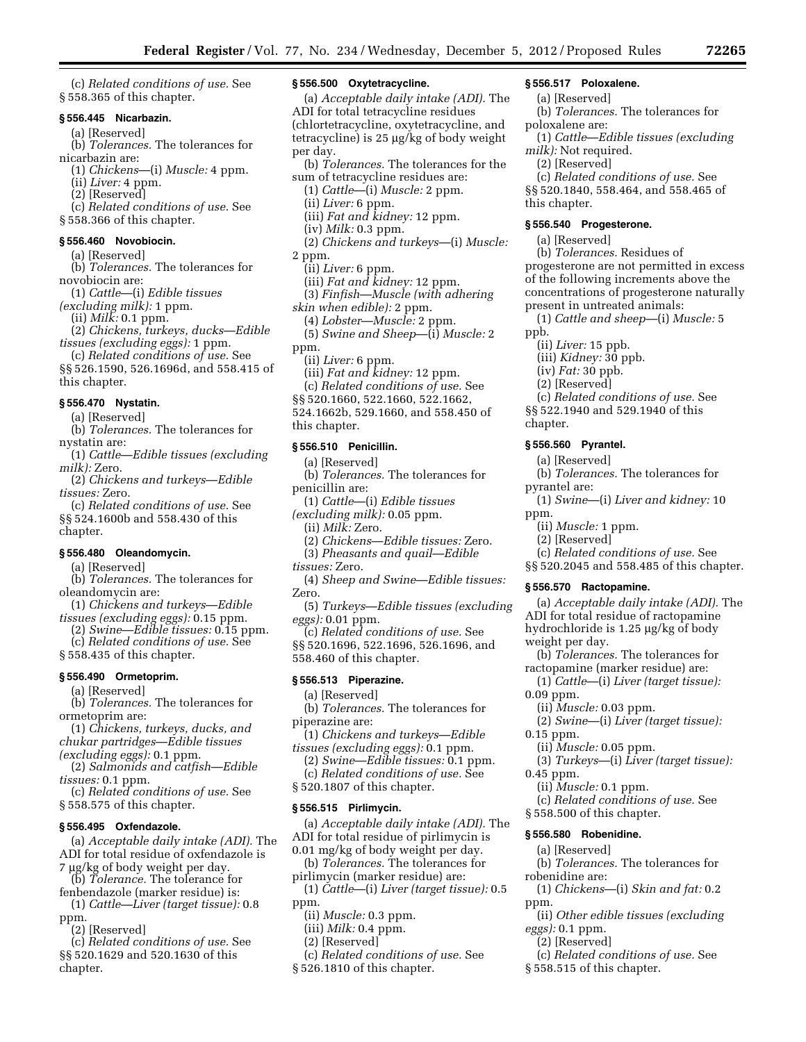(c) *Related conditions of use.* See § 558.365 of this chapter.

### § 556.445 Nicarbazin.

(a) [Reserved]

(b) *Tolerances.* The tolerances for nicarbazin are:

(1) *Chickens*—(i) *Muscle:* 4 ppm.

(ii) *Liver:* 4 ppm.

(2) [Reserved]

(c) *Related conditions of use.* See § 558.366 of this chapter.

### § 556.460 Novobiocin.

(a) [Reserved]

(b) *Tolerances.* The tolerances for novobiocin are:

(1) *Cattle*—(i) *Edible tissues (excluding milk):* 1 ppm.

(ii) *Milk:* 0.1 ppm.

(2) *Chickens, turkeys, ducks—Edible tissues (excluding eggs):* 1 ppm.

(c) *Related conditions of use.* See §§ 526.1590, 526.1696d, and 558.415 of this chapter.

### § 556.470 Nystatin.

(a) [Reserved]

(b) *Tolerances.* The tolerances for nystatin are:

(1) *Cattle—Edible tissues (excluding milk):* Zero.

(2) *Chickens and turkeys—Edible tissues:* Zero.

(c) *Related conditions of use.* See §§ 524.1600b and 558.430 of this chapter.

### § 556.480 Oleandomycin.

(a) [Reserved]

(b) *Tolerances.* The tolerances for oleandomycin are:

(1) *Chickens and turkeys—Edible tissues (excluding eggs):* 0.15 ppm.

(2) *Swine—Edible tissues:* 0.15 ppm.

(c) *Related conditions of use.* See § 558.435 of this chapter.

### § 556.490 Ormetoprim.

(a) [Reserved]

(b) *Tolerances.* The tolerances for ormetoprim are:

(1) *Chickens, turkeys, ducks, and chukar partridges—Edible tissues (excluding eggs):* 0.1 ppm.

(2) *Salmonids and catfish—Edible tissues:* 0.1 ppm.

(c) *Related conditions of use.* See § 558.575 of this chapter.

### § 556.495 Oxfendazole.

(a) *Acceptable daily intake (ADI).* The ADI for total residue of oxfendazole is 7 µg/kg of body weight per day.

(b) *Tolerance.* The tolerance for fenbendazole (marker residue) is:

(1) *Cattle—Liver (target tissue):* 0.8 ppm.

(2) [Reserved]

(c) *Related conditions of use.* See §§ 520.1629 and 520.1630 of this chapter.

### § 556.500 Oxytetracycline.

(a) *Acceptable daily intake (ADI).* The ADI for total tetracycline residues (chlortetracycline, oxytetracycline, and tetracycline) is 25 µg/kg of body weight per day.

(b) *Tolerances.* The tolerances for the sum of tetracycline residues are:

(1) *Cattle*—(i) *Muscle:* 2 ppm.

(ii) *Liver:* 6 ppm.

(iii) *Fat and kidney:* 12 ppm.

(iv) *Milk:* 0.3 ppm.

(2) *Chickens and turkeys*—(i) *Muscle:* 2 ppm.

(ii) *Liver:* 6 ppm.

(iii) *Fat and kidney:* 12 ppm.

(3) *Finfish—Muscle (with adhering skin when edible):* 2 ppm.

(4) *Lobster—Muscle:* 2 ppm.

(5) *Swine and Sheep*—(i) *Muscle:* 2 ppm.

(ii) *Liver:* 6 ppm.

(iii) *Fat and kidney:* 12 ppm.

(c) *Related conditions of use.* See §§ 520.1660, 522.1660, 522.1662, 524.1662b, 529.1660, and 558.450 of this chapter.

### § 556.510 Penicillin.

(a) [Reserved]

(b) *Tolerances.* The tolerances for penicillin are:

(1) *Cattle*—(i) *Edible tissues (excluding milk):* 0.05 ppm.

(ii) *Milk:* Zero.

(2) *Chickens—Edible tissues:* Zero.

(3) *Pheasants and quail—Edible tissues:* Zero.

(4) *Sheep and Swine—Edible tissues:* Zero.

(5) *Turkeys—Edible tissues (excluding eggs):* 0.01 ppm.

(c) *Related conditions of use.* See §§ 520.1696, 522.1696, 526.1696, and 558.460 of this chapter.

### § 556.513 Piperazine.

(a) [Reserved]

(b) *Tolerances.* The tolerances for piperazine are:

(1) *Chickens and turkeys—Edible tissues (excluding eggs):* 0.1 ppm.

(2) *Swine—Edible tissues:* 0.1 ppm.

(c) *Related conditions of use.* See § 520.1807 of this chapter.

### § 556.515 Pirlimycin.

(a) *Acceptable daily intake (ADI).* The ADI for total residue of pirlimycin is 0.01 mg/kg of body weight per day.

(b) *Tolerances.* The tolerances for pirlimycin (marker residue) are:

(1) *Cattle*—(i) *Liver (target tissue):* 0.5 ppm.

(ii) *Muscle:* 0.3 ppm.

(iii) *Milk:* 0.4 ppm.

(2) [Reserved]

(c) *Related conditions of use.* See § 526.1810 of this chapter.

### § 556.517 Poloxalene.

(a) [Reserved]

(b) *Tolerances.* The tolerances for poloxalene are:

(1) *Cattle—Edible tissues (excluding milk):* Not required.

(2) [Reserved]

(c) *Related conditions of use.* See §§ 520.1840, 558.464, and 558.465 of this chapter.

### § 556.540 Progesterone.

(a) [Reserved]

(b) *Tolerances.* Residues of progesterone are not permitted in excess of the following increments above the concentrations of progesterone naturally present in untreated animals:

(1) *Cattle and sheep*—(i) *Muscle:* 5 ppb.

(ii) *Liver:* 15 ppb.

(iii) *Kidney:* 30 ppb.

(iv) *Fat:* 30 ppb.

(2) [Reserved]

(c) *Related conditions of use.* See §§ 522.1940 and 529.1940 of this chapter.

### § 556.560 Pyrantel.

(a) [Reserved]

(b) *Tolerances.* The tolerances for pyrantel are:

(1) *Swine*—(i) *Liver and kidney:* 10 ppm.

(ii) *Muscle:* 1 ppm.

(2) [Reserved]

(c) *Related conditions of use.* See §§ 520.2045 and 558.485 of this chapter.

### § 556.570 Ractopamine.

(a) *Acceptable daily intake (ADI).* The ADI for total residue of ractopamine hydrochloride is 1.25 µg/kg of body weight per day.

(b) *Tolerances.* The tolerances for ractopamine (marker residue) are:

(1) *Cattle*—(i) *Liver (target tissue):* 0.09 ppm.

(ii) *Muscle:* 0.03 ppm.

(2) *Swine*—(i) *Liver (target tissue):* 0.15 ppm.

(ii) *Muscle:* 0.05 ppm.

(3) *Turkeys*—(i) *Liver (target tissue):* 0.45 ppm.

(ii) *Muscle:* 0.1 ppm.

(c) *Related conditions of use.* See § 558.500 of this chapter.

### § 556.580 Robenidine.

(a) [Reserved]

(b) *Tolerances.* The tolerances for robenidine are:

(1) *Chickens*—(i) *Skin and fat:* 0.2 ppm.

(ii) *Other edible tissues (excluding eggs):* 0.1 ppm.

(2) [Reserved]

(c) *Related conditions of use.* See § 558.515 of this chapter.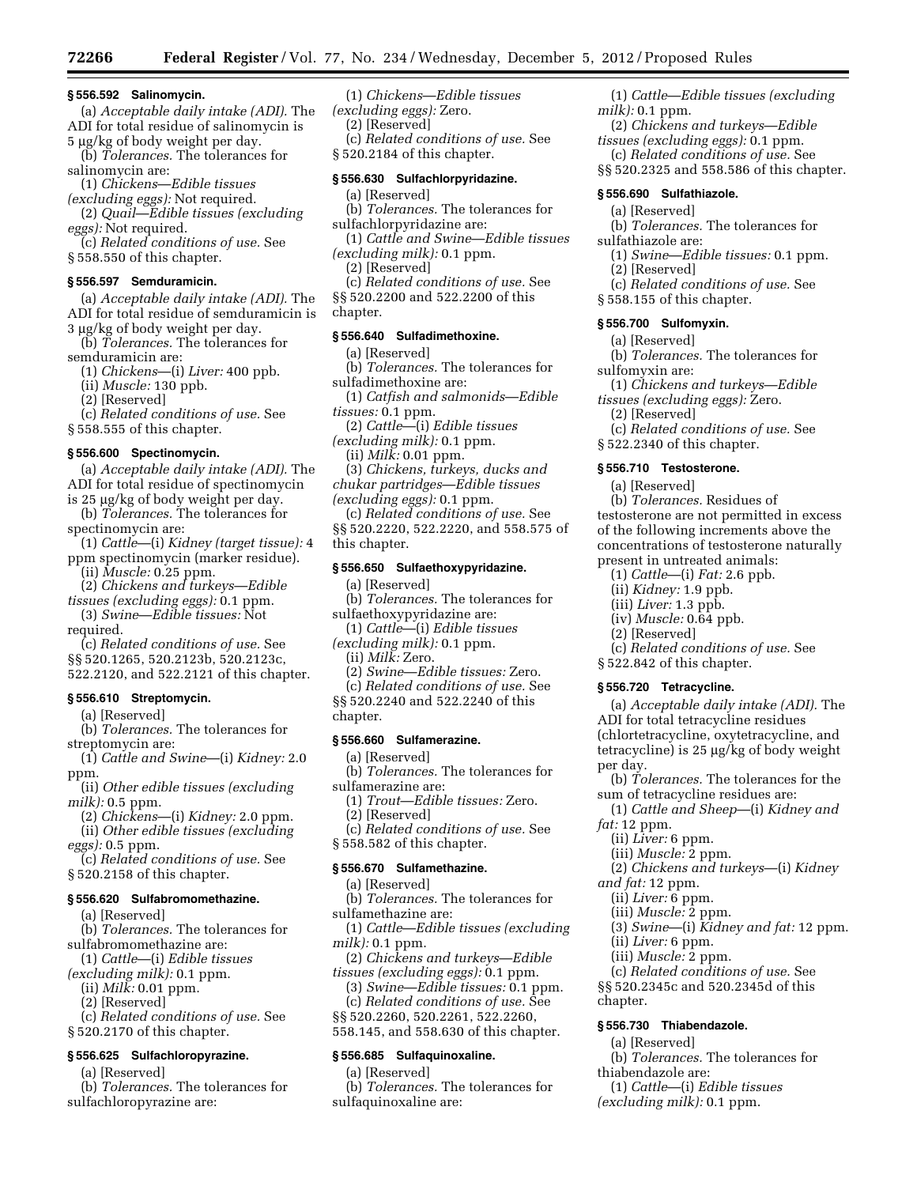## § 556.592 Salinomycin.

(a) *Acceptable daily intake (ADI).* The ADI for total residue of salinomycin is 5 µg/kg of body weight per day.

(b) *Tolerances.* The tolerances for salinomycin are:

(1) *Chickens—Edible tissues (excluding eggs):* Not required.

(2) *Quail—Edible tissues (excluding eggs):* Not required.

(c) *Related conditions of use.* See § 558.550 of this chapter.

## § 556.597 Semduramicin.

(a) *Acceptable daily intake (ADI).* The ADI for total residue of semduramicin is 3 µg/kg of body weight per day.

(b) *Tolerances.* The tolerances for semduramicin are:

(1) *Chickens*—(i) *Liver:* 400 ppb.

(ii) *Muscle:* 130 ppb.

(2) [Reserved]

(c) *Related conditions of use.* See § 558.555 of this chapter.

## § 556.600 Spectinomycin.

(a) *Acceptable daily intake (ADI).* The ADI for total residue of spectinomycin is 25 µg/kg of body weight per day.

(b) *Tolerances.* The tolerances for spectinomycin are:

(1) *Cattle*—(i) *Kidney (target tissue):* 4 ppm spectinomycin (marker residue).

(ii) *Muscle:* 0.25 ppm.

(2) *Chickens and turkeys—Edible tissues (excluding eggs):* 0.1 ppm.

(3) *Swine—Edible tissues:* Not required.

(c) *Related conditions of use.* See §§ 520.1265, 520.2123b, 520.2123c, 522.2120, and 522.2121 of this chapter.

## § 556.610 Streptomycin.

(a) [Reserved]

(b) *Tolerances.* The tolerances for streptomycin are:

(1) *Cattle and Swine*—(i) *Kidney:* 2.0 ppm.

(ii) *Other edible tissues (excluding milk):* 0.5 ppm.

(2) *Chickens*—(i) *Kidney:* 2.0 ppm.

(ii) *Other edible tissues (excluding eggs):* 0.5 ppm.

(c) *Related conditions of use.* See § 520.2158 of this chapter.

## § 556.620 Sulfabromomethazine.

(a) [Reserved]

(b) *Tolerances.* The tolerances for sulfabromomethazine are:

(1) *Cattle*—(i) *Edible tissues (excluding milk):* 0.1 ppm.

(ii) *Milk:* 0.01 ppm.

(2) [Reserved]

(c) *Related conditions of use.* See § 520.2170 of this chapter.

## § 556.625 Sulfachloropyrazine.

(a) [Reserved]

(b) *Tolerances.* The tolerances for sulfachloropyrazine are:

(1) *Chickens—Edible tissues (excluding eggs):* Zero.

(2) [Reserved]

(c) *Related conditions of use.* See § 520.2184 of this chapter.

## § 556.630 Sulfachlorpyridazine.

(a) [Reserved]

(b) *Tolerances.* The tolerances for sulfachlorpyridazine are:

(1) *Cattle and Swine—Edible tissues (excluding milk):* 0.1 ppm.

(2) [Reserved]

(c) *Related conditions of use.* See §§ 520.2200 and 522.2200 of this chapter.

## § 556.640 Sulfadimethoxine.

(a) [Reserved]

(b) *Tolerances.* The tolerances for sulfadimethoxine are:

(1) *Catfish and salmonids—Edible tissues:* 0.1 ppm.

(2) *Cattle*—(i) *Edible tissues (excluding milk):* 0.1 ppm.

(ii) *Milk:* 0.01 ppm.

(3) *Chickens, turkeys, ducks and chukar partridges—Edible tissues (excluding eggs):* 0.1 ppm.

(c) *Related conditions of use.* See §§ 520.2220, 522.2220, and 558.575 of this chapter.

## § 556.650 Sulfaethoxypyridazine.

(a) [Reserved]

(b) *Tolerances.* The tolerances for sulfaethoxypyridazine are:

(1) *Cattle*—(i) *Edible tissues (excluding milk):* 0.1 ppm.

(ii) *Milk:* Zero.

(2) *Swine—Edible tissues:* Zero.

(c) *Related conditions of use.* See §§ 520.2240 and 522.2240 of this chapter.

## § 556.660 Sulfamerazine.

(a) [Reserved]

(b) *Tolerances.* The tolerances for sulfamerazine are:

(1) *Trout—Edible tissues:* Zero.

(2) [Reserved]

(c) *Related conditions of use.* See § 558.582 of this chapter.

## § 556.670 Sulfamethazine.

(a) [Reserved]

(b) *Tolerances.* The tolerances for sulfamethazine are:

(1) *Cattle—Edible tissues (excluding milk):* 0.1 ppm.

(2) *Chickens and turkeys—Edible tissues (excluding eggs):* 0.1 ppm.

(3) *Swine—Edible tissues:* 0.1 ppm.

(c) *Related conditions of use.* See §§ 520.2260, 520.2261, 522.2260, 558.145, and 558.630 of this chapter.

## § 556.685 Sulfaquinoxaline.

(a) [Reserved]

(b) *Tolerances.* The tolerances for sulfaquinoxaline are:

(1) *Cattle—Edible tissues (excluding milk):* 0.1 ppm.

(2) *Chickens and turkeys—Edible tissues (excluding eggs):* 0.1 ppm.

(c) *Related conditions of use.* See §§ 520.2325 and 558.586 of this chapter.

## § 556.690 Sulfathiazole.

(a) [Reserved]

(b) *Tolerances.* The tolerances for sulfathiazole are:

(1) *Swine—Edible tissues:* 0.1 ppm.

(2) [Reserved]

(c) *Related conditions of use.* See § 558.155 of this chapter.

## § 556.700 Sulfomyxin.

(a) [Reserved]

(b) *Tolerances.* The tolerances for sulfomyxin are:

(1) *Chickens and turkeys—Edible tissues (excluding eggs):* Zero.

(2) [Reserved]

(c) *Related conditions of use.* See § 522.2340 of this chapter.

## § 556.710 Testosterone.

(a) [Reserved]

(b) *Tolerances.* Residues of testosterone are not permitted in excess of the following increments above the concentrations of testosterone naturally present in untreated animals:

(1) *Cattle*—(i) *Fat:* 2.6 ppb.

(ii) *Kidney:* 1.9 ppb.

(iii) *Liver:* 1.3 ppb.

(iv) *Muscle:* 0.64 ppb.

(2) [Reserved]

(c) *Related conditions of use.* See § 522.842 of this chapter.

## § 556.720 Tetracycline.

(a) *Acceptable daily intake (ADI).* The ADI for total tetracycline residues (chlortetracycline, oxytetracycline, and tetracycline) is 25 µg/kg of body weight per day.

(b) *Tolerances.* The tolerances for the sum of tetracycline residues are:

(1) *Cattle and Sheep*—(i) *Kidney and fat:* 12 ppm.

(ii) *Liver:* 6 ppm.

(iii) *Muscle:* 2 ppm.

(2) *Chickens and turkeys*—(i) *Kidney and fat:* 12 ppm.

(ii) *Liver:* 6 ppm.

(iii) *Muscle:* 2 ppm.

(3) *Swine*—(i) *Kidney and fat:* 12 ppm.

(ii) *Liver:* 6 ppm.

(iii) *Muscle:* 2 ppm.

(c) *Related conditions of use.* See §§ 520.2345c and 520.2345d of this chapter.

## § 556.730 Thiabendazole.

(a) [Reserved]

(b) *Tolerances.* The tolerances for thiabendazole are:

(1) *Cattle*—(i) *Edible tissues (excluding milk):* 0.1 ppm.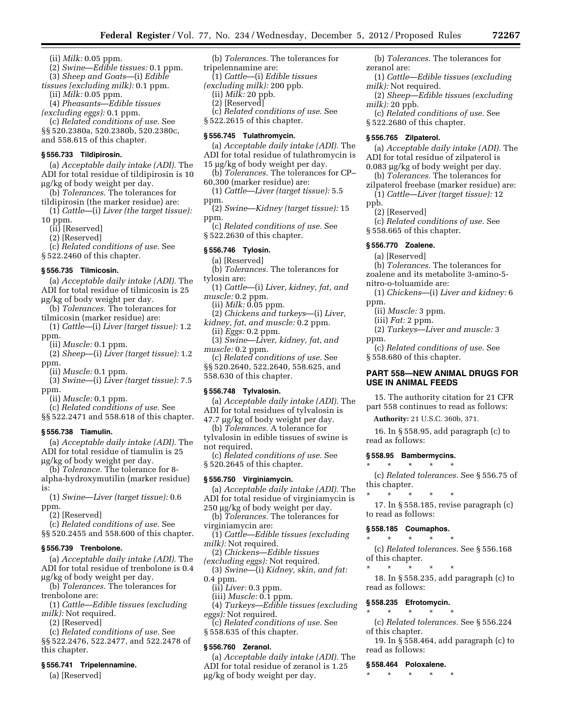(ii) *Milk:* 0.05 ppm.

(2) *Swine—Edible tissues:* 0.1 ppm.

(3) *Sheep and Goats*—(i) *Edible tissues (excluding milk):* 0.1 ppm.

(ii) *Milk:* 0.05 ppm.

(4) *Pheasants—Edible tissues (excluding eggs):* 0.1 ppm.

(c) *Related conditions of use.* See §§ 520.2380a, 520.2380b, 520.2380c, and 558.615 of this chapter.

### § 556.733 Tildipirosin.

(a) *Acceptable daily intake (ADI).* The ADI for total residue of tildipirosin is 10 µg/kg of body weight per day.

(b) *Tolerances.* The tolerances for tildipirosin (the marker residue) are:

(1) *Cattle*—(i) *Liver (the target tissue):* 10 ppm.

(ii) [Reserved]

(2) [Reserved]

(c) *Related conditions of use.* See § 522.2460 of this chapter.

### § 556.735 Tilmicosin.

(a) *Acceptable daily intake (ADI).* The ADI for total residue of tilmicosin is 25 µg/kg of body weight per day.

(b) *Tolerances.* The tolerances for tilmicosin (marker residue) are:

(1) *Cattle*—(i) *Liver (target tissue):* 1.2 ppm.

(ii) *Muscle:* 0.1 ppm.

(2) *Sheep*—(i) *Liver (target tissue):* 1.2 ppm.

(ii) *Muscle:* 0.1 ppm.

(3) *Swine*—(i) *Liver (target tissue):* 7.5 ppm.

(ii) *Muscle:* 0.1 ppm.

(c) *Related conditions of use.* See §§ 522.2471 and 558.618 of this chapter.

### § 556.738 Tiamulin.

(a) *Acceptable daily intake (ADI).* The ADI for total residue of tiamulin is 25 µg/kg of body weight per day.

(b) *Tolerance.* The tolerance for 8-alpha-hydroxymutilin (marker residue) is:

(1) *Swine—Liver (target tissue):* 0.6 ppm.

(2) [Reserved]

(c) *Related conditions of use.* See §§ 520.2455 and 558.600 of this chapter.

### § 556.739 Trenbolone.

(a) *Acceptable daily intake (ADI).* The ADI for total residue of trenbolone is 0.4 µg/kg of body weight per day.

(b) *Tolerances.* The tolerances for trenbolone are:

(1) *Cattle—Edible tissues (excluding milk):* Not required.

(2) [Reserved]

(c) *Related conditions of use.* See §§ 522.2476, 522.2477, and 522.2478 of this chapter.

### § 556.741 Tripelennamine.

(a) [Reserved]

(b) *Tolerances.* The tolerances for tripelennamine are:

(1) *Cattle*—(i) *Edible tissues (excluding milk):* 200 ppb.

(ii) *Milk:* 20 ppb.

(2) [Reserved]

(c) *Related conditions of use.* See § 522.2615 of this chapter.

### § 556.745 Tulathromycin.

(a) *Acceptable daily intake (ADI).* The ADI for total residue of tulathromycin is 15 µg/kg of body weight per day.

(b) *Tolerances.* The tolerances for CP–60,300 (marker residue) are:

(1) *Cattle—Liver (target tissue):* 5.5 ppm.

(2) *Swine—Kidney (target tissue):* 15 ppm.

(c) *Related conditions of use.* See § 522.2630 of this chapter.

### § 556.746 Tylosin.

(a) [Reserved]

(b) *Tolerances.* The tolerances for tylosin are:

(1) *Cattle*—(i) *Liver, kidney, fat, and muscle:* 0.2 ppm.

(ii) *Milk:* 0.05 ppm.

(2) *Chickens and turkeys*—(i) *Liver, kidney, fat, and muscle:* 0.2 ppm.

(ii) *Eggs:* 0.2 ppm.

(3) *Swine—Liver, kidney, fat, and muscle:* 0.2 ppm.

(c) *Related conditions of use.* See §§ 520.2640, 522.2640, 558.625, and 558.630 of this chapter.

### § 556.748 Tylvalosin.

(a) *Acceptable daily intake (ADI).* The ADI for total residues of tylvalosin is 47.7 µg/kg of body weight per day.

(b) *Tolerances.* A tolerance for tylvalosin in edible tissues of swine is not required.

(c) *Related conditions of use.* See § 520.2645 of this chapter.

### § 556.750 Virginiamycin.

(a) *Acceptable daily intake (ADI).* The ADI for total residue of virginiamycin is 250 µg/kg of body weight per day.

(b) *Tolerances.* The tolerances for virginiamycin are:

(1) *Cattle—Edible tissues (excluding milk):* Not required.

(2) *Chickens—Edible tissues (excluding eggs):* Not required.

(3) *Swine*—(i) *Kidney, skin, and fat:* 0.4 ppm.

(ii) *Liver:* 0.3 ppm.

(iii) *Muscle:* 0.1 ppm.

(4) *Turkeys—Edible tissues (excluding eggs):* Not required.

(c) *Related conditions of use.* See § 558.635 of this chapter.

### § 556.760 Zeranol.

(a) *Acceptable daily intake (ADI).* The ADI for total residue of zeranol is 1.25 µg/kg of body weight per day.

(b) *Tolerances.* The tolerances for zeranol are:

(1) *Cattle—Edible tissues (excluding milk):* Not required.

(2) *Sheep—Edible tissues (excluding milk):* 20 ppb.

(c) *Related conditions of use.* See § 522.2680 of this chapter.

### § 556.765 Zilpaterol.

(a) *Acceptable daily intake (ADI).* The ADI for total residue of zilpaterol is 0.083 µg/kg of body weight per day.

(b) *Tolerances.* The tolerances for zilpaterol freebase (marker residue) are:

(1) *Cattle—Liver (target tissue):* 12 ppb.

(2) [Reserved]

(c) *Related conditions of use.* See § 558.665 of this chapter.

### § 556.770 Zoalene.

(a) [Reserved]

(b) *Tolerances.* The tolerances for zoalene and its metabolite 3-amino-5-nitro-o-toluamide are:

(1) *Chickens*—(i) *Liver and kidney:* 6 ppm.

(ii) *Muscle:* 3 ppm.

(iii) *Fat:* 2 ppm.

(2) *Turkeys—Liver and muscle:* 3 ppm.

(c) *Related conditions of use.* See § 558.680 of this chapter.

## PART 558—NEW ANIMAL DRUGS FOR USE IN ANIMAL FEEDS

15. The authority citation for 21 CFR part 558 continues to read as follows:

**Authority:** 21 U.S.C. 360b, 371.

16. In § 558.95, add paragraph (c) to read as follows:

### § 558.95 Bambermycins.

\* \* \* \* \*

(c) *Related tolerances.* See § 556.75 of this chapter.

\* \* \* \* \*

17. In § 558.185, revise paragraph (c) to read as follows:

### § 558.185 Coumaphos.

\* \* \* \* \*

(c) *Related tolerances.* See § 556.168 of this chapter.

\* \* \* \* \*

18. In § 558.235, add paragraph (c) to read as follows:

### § 558.235 Efrotomycin.

\* \* \* \* \*

(c) *Related tolerances.* See § 556.224 of this chapter.

19. In § 558.464, add paragraph (c) to read as follows:

### § 558.464 Poloxalene.

\* \* \* \* \*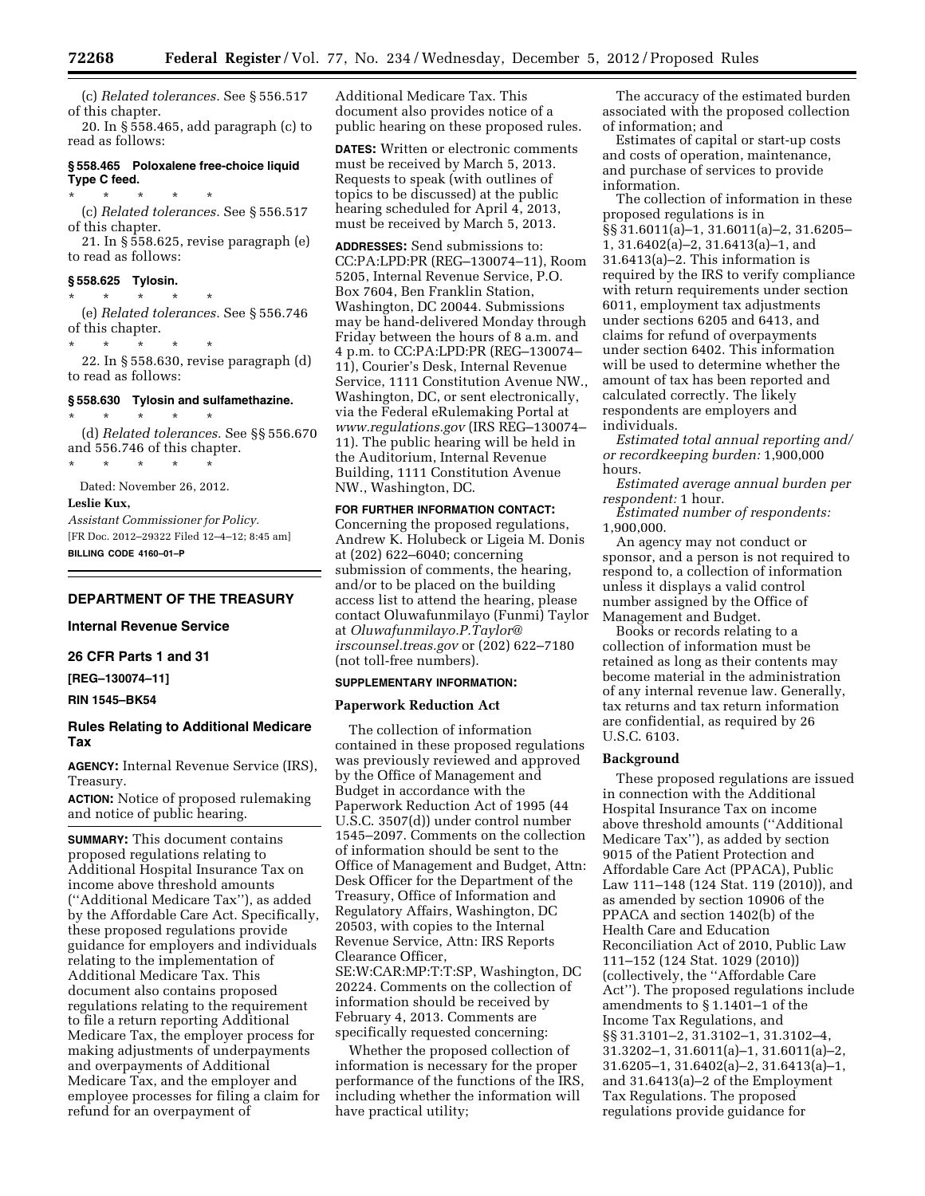(c) *Related tolerances.* See § 556.517 of this chapter.

20. In § 558.465, add paragraph (c) to read as follows:

#### § 558.465 Poloxalene free-choice liquid Type C feed.

\* \* \* \* \*

(c) *Related tolerances.* See § 556.517 of this chapter.

21. In § 558.625, revise paragraph (e) to read as follows:

#### § 558.625 Tylosin.

\* \* \* \* \*

(e) *Related tolerances.* See § 556.746 of this chapter.

\* \* \* \* \*

22. In § 558.630, revise paragraph (d) to read as follows:

#### § 558.630 Tylosin and sulfamethazine.

\* \* \* \* \*

(d) *Related tolerances.* See §§ 556.670 and 556.746 of this chapter.

\* \* \* \* \*

Dated: November 26, 2012.

**Leslie Kux,**

*Assistant Commissioner for Policy.*

[FR Doc. 2012–29322 Filed 12–4–12; 8:45 am]

**BILLING CODE 4160–01–P**

---

## DEPARTMENT OF THE TREASURY

### Internal Revenue Service

### 26 CFR Parts 1 and 31

**[REG–130074–11]**

**RIN 1545–BK54**

### Rules Relating to Additional Medicare Tax

**AGENCY:** Internal Revenue Service (IRS), Treasury.

**ACTION:** Notice of proposed rulemaking and notice of public hearing.

**SUMMARY:** This document contains proposed regulations relating to Additional Hospital Insurance Tax on income above threshold amounts (''Additional Medicare Tax''), as added by the Affordable Care Act. Specifically, these proposed regulations provide guidance for employers and individuals relating to the implementation of Additional Medicare Tax. This document also contains proposed regulations relating to the requirement to file a return reporting Additional Medicare Tax, the employer process for making adjustments of underpayments and overpayments of Additional Medicare Tax, and the employer and employee processes for filing a claim for refund for an overpayment of Additional Medicare Tax. This document also provides notice of a public hearing on these proposed rules.

**DATES:** Written or electronic comments must be received by March 5, 2013. Requests to speak (with outlines of topics to be discussed) at the public hearing scheduled for April 4, 2013, must be received by March 5, 2013.

**ADDRESSES:** Send submissions to: CC:PA:LPD:PR (REG–130074–11), Room 5205, Internal Revenue Service, P.O. Box 7604, Ben Franklin Station, Washington, DC 20044. Submissions may be hand-delivered Monday through Friday between the hours of 8 a.m. and 4 p.m. to CC:PA:LPD:PR (REG–130074–11), Courier's Desk, Internal Revenue Service, 1111 Constitution Avenue NW., Washington, DC, or sent electronically, via the Federal eRulemaking Portal at *www.regulations.gov* (IRS REG–130074–11). The public hearing will be held in the Auditorium, Internal Revenue Building, 1111 Constitution Avenue NW., Washington, DC.

**FOR FURTHER INFORMATION CONTACT:** Concerning the proposed regulations, Andrew K. Holubeck or Ligeia M. Donis at (202) 622–6040; concerning submission of comments, the hearing, and/or to be placed on the building access list to attend the hearing, please contact Oluwafunmilayo (Funmi) Taylor at *Oluwafunmilayo.P.Taylor@irscounsel.treas.gov* or (202) 622–7180 (not toll-free numbers).

**SUPPLEMENTARY INFORMATION:**

### Paperwork Reduction Act

The collection of information contained in these proposed regulations was previously reviewed and approved by the Office of Management and Budget in accordance with the Paperwork Reduction Act of 1995 (44 U.S.C. 3507(d)) under control number 1545–2097. Comments on the collection of information should be sent to the Office of Management and Budget, Attn: Desk Officer for the Department of the Treasury, Office of Information and Regulatory Affairs, Washington, DC 20503, with copies to the Internal Revenue Service, Attn: IRS Reports Clearance Officer, SE:W:CAR:MP:T:T:SP, Washington, DC 20224. Comments on the collection of information should be received by February 4, 2013. Comments are specifically requested concerning:

Whether the proposed collection of information is necessary for the proper performance of the functions of the IRS, including whether the information will have practical utility;

The accuracy of the estimated burden associated with the proposed collection of information; and

Estimates of capital or start-up costs and costs of operation, maintenance, and purchase of services to provide information.

The collection of information in these proposed regulations is in §§ 31.6011(a)–1, 31.6011(a)–2, 31.6205–1, 31.6402(a)–2, 31.6413(a)–1, and 31.6413(a)–2. This information is required by the IRS to verify compliance with return requirements under section 6011, employment tax adjustments under sections 6205 and 6413, and claims for refund of overpayments under section 6402. This information will be used to determine whether the amount of tax has been reported and calculated correctly. The likely respondents are employers and individuals.

*Estimated total annual reporting and/or recordkeeping burden:* 1,900,000 hours.

*Estimated average annual burden per respondent:* 1 hour.

*Estimated number of respondents:* 1,900,000.

An agency may not conduct or sponsor, and a person is not required to respond to, a collection of information unless it displays a valid control number assigned by the Office of Management and Budget.

Books or records relating to a collection of information must be retained as long as their contents may become material in the administration of any internal revenue law. Generally, tax returns and tax return information are confidential, as required by 26 U.S.C. 6103.

### Background

These proposed regulations are issued in connection with the Additional Hospital Insurance Tax on income above threshold amounts (''Additional Medicare Tax''), as added by section 9015 of the Patient Protection and Affordable Care Act (PPACA), Public Law 111–148 (124 Stat. 119 (2010)), and as amended by section 10906 of the PPACA and section 1402(b) of the Health Care and Education Reconciliation Act of 2010, Public Law 111–152 (124 Stat. 1029 (2010)) (collectively, the ''Affordable Care Act''). The proposed regulations include amendments to § 1.1401–1 of the Income Tax Regulations, and §§ 31.3101–2, 31.3102–1, 31.3102–4, 31.3202–1, 31.6011(a)–1, 31.6011(a)–2, 31.6205–1, 31.6402(a)–2, 31.6413(a)–1, and 31.6413(a)–2 of the Employment Tax Regulations. The proposed regulations provide guidance for